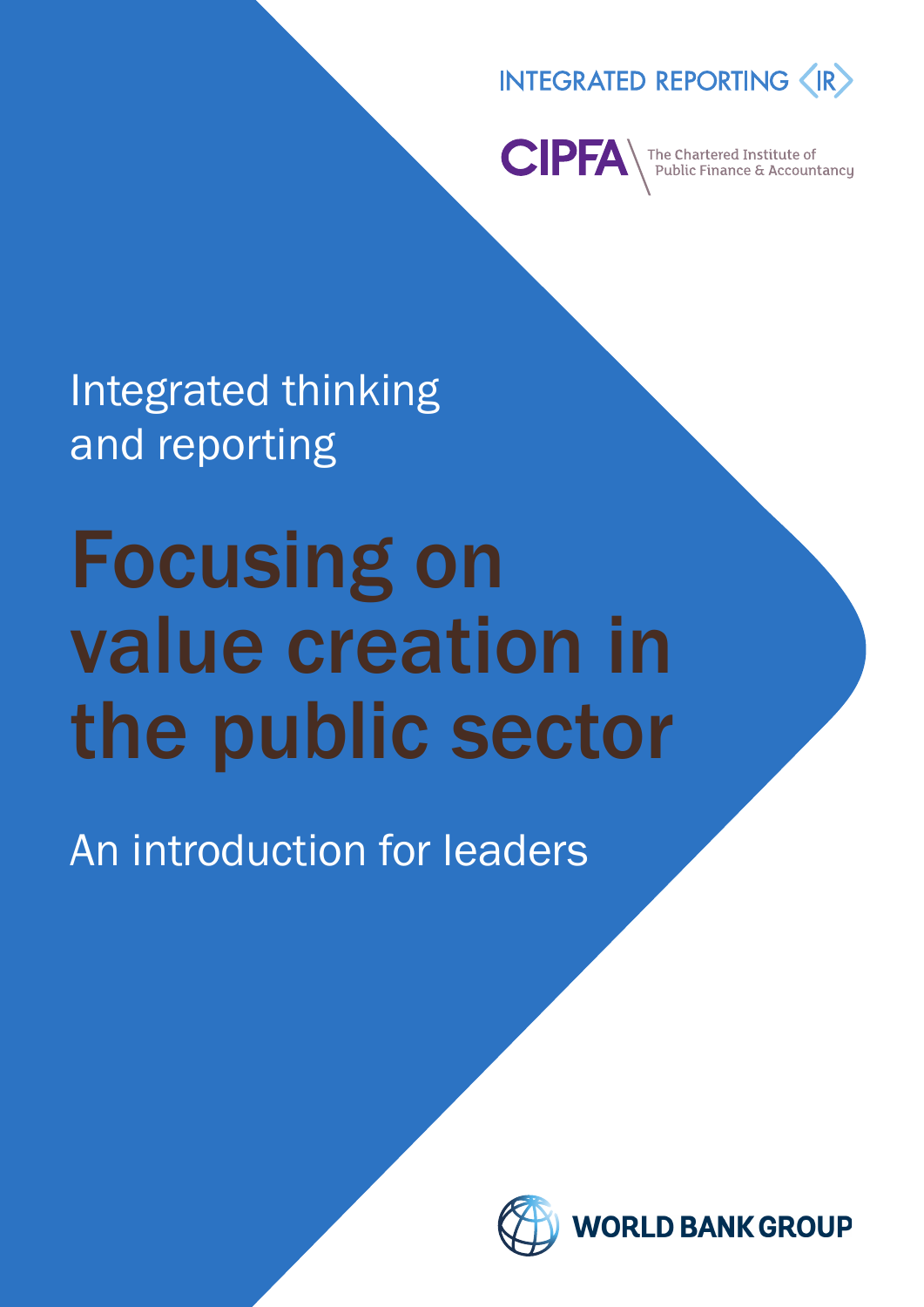INTEGRATED REPORTING ‹IR›

CIPFA The Chartered Institute of Public Finance & Accountancy

Integrated thinking and reporting

# Focusing on value creation in the public sector

An introduction for leaders

WORLD BANK GROUP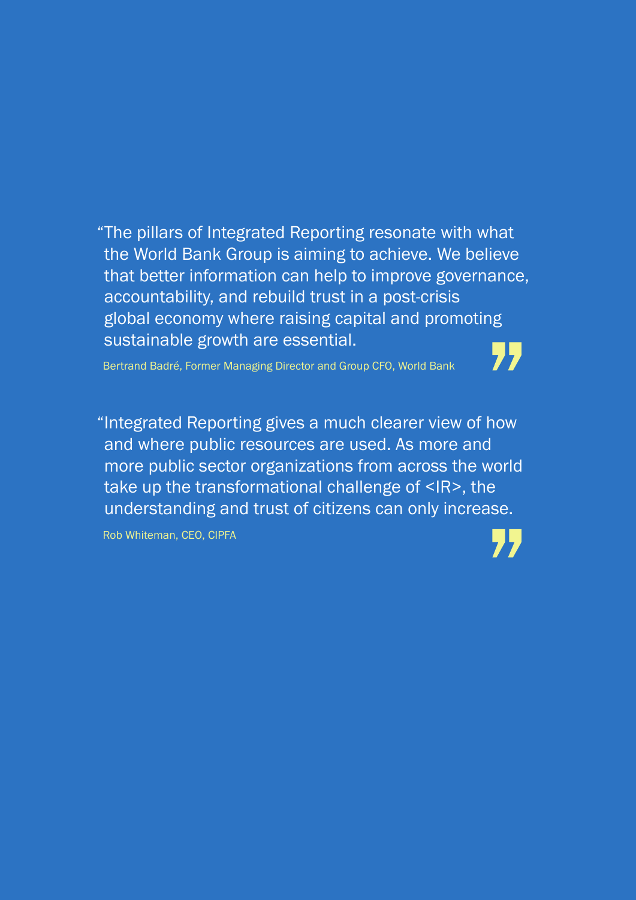"The pillars of Integrated Reporting resonate with what the World Bank Group is aiming to achieve. We believe that better information can help to improve governance, accountability, and rebuild trust in a post-crisis global economy where raising capital and promoting sustainable growth are essential."

Bertrand Badré, Former Managing Director and Group CFO, World Bank

"Integrated Reporting gives a much clearer view of how and where public resources are used. As more and more public sector organizations from across the world take up the transformational challenge of <IR>, the understanding and trust of citizens can only increase."

Rob Whiteman, CEO, CIPFA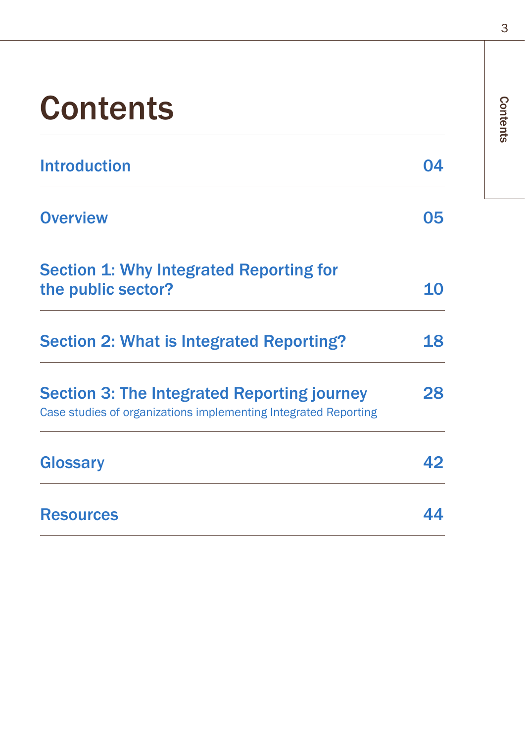# Contents

| | |
|---|---|
| Introduction | 04 |
| Overview | 05 |
| Section 1: Why Integrated Reporting for the public sector? | 10 |
| Section 2: What is Integrated Reporting? | 18 |
| Section 3: The Integrated Reporting journey<br>Case studies of organizations implementing Integrated Reporting | 28 |
| Glossary | 42 |
| Resources | 44 |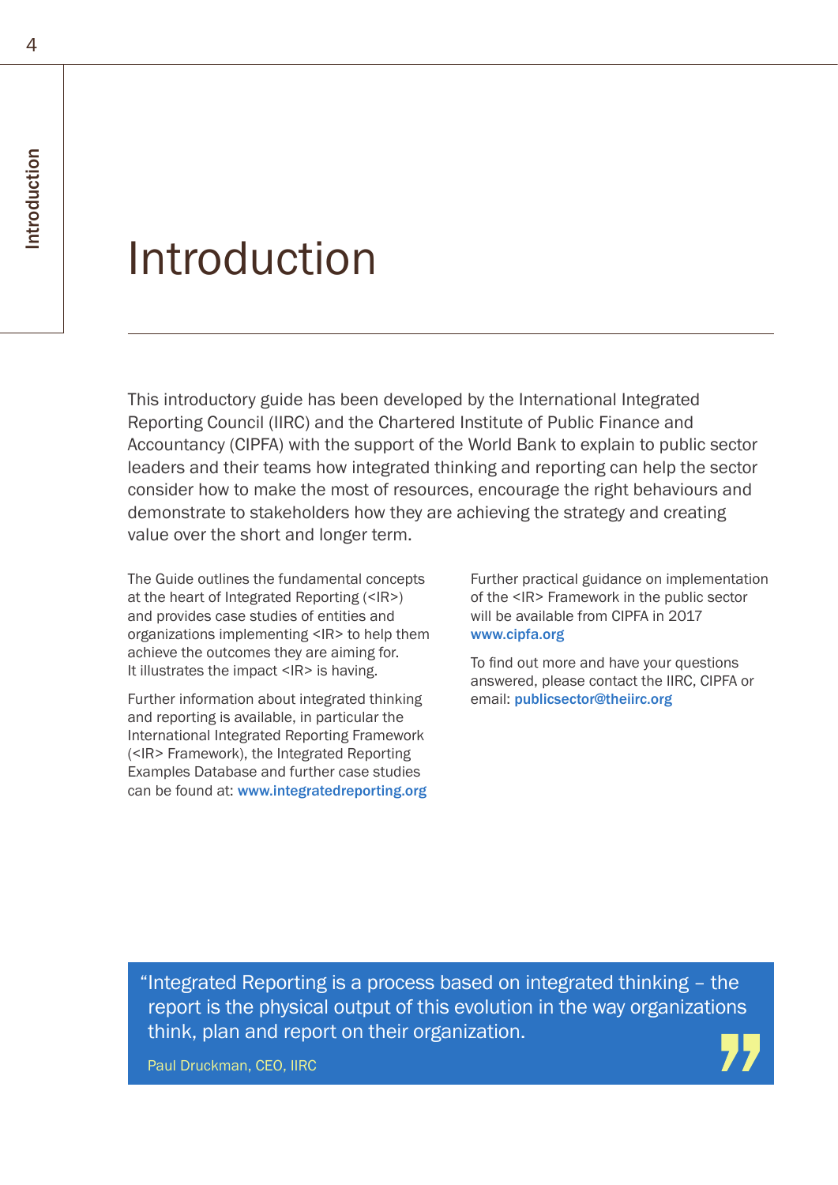# Introduction

This introductory guide has been developed by the International Integrated Reporting Council (IIRC) and the Chartered Institute of Public Finance and Accountancy (CIPFA) with the support of the World Bank to explain to public sector leaders and their teams how integrated thinking and reporting can help the sector consider how to make the most of resources, encourage the right behaviours and demonstrate to stakeholders how they are achieving the strategy and creating value over the short and longer term.

The Guide outlines the fundamental concepts at the heart of Integrated Reporting (<IR>) and provides case studies of entities and organizations implementing <IR> to help them achieve the outcomes they are aiming for. It illustrates the impact <IR> is having.

Further information about integrated thinking and reporting is available, in particular the International Integrated Reporting Framework (<IR> Framework), the Integrated Reporting Examples Database and further case studies can be found at: **www.integratedreporting.org**

Further practical guidance on implementation of the <IR> Framework in the public sector will be available from CIPFA in 2017 **www.cipfa.org**

To find out more and have your questions answered, please contact the IIRC, CIPFA or email: **publicsector@theiirc.org**

> "Integrated Reporting is a process based on integrated thinking – the report is the physical output of this evolution in the way organizations think, plan and report on their organization."
>
> Paul Druckman, CEO, IIRC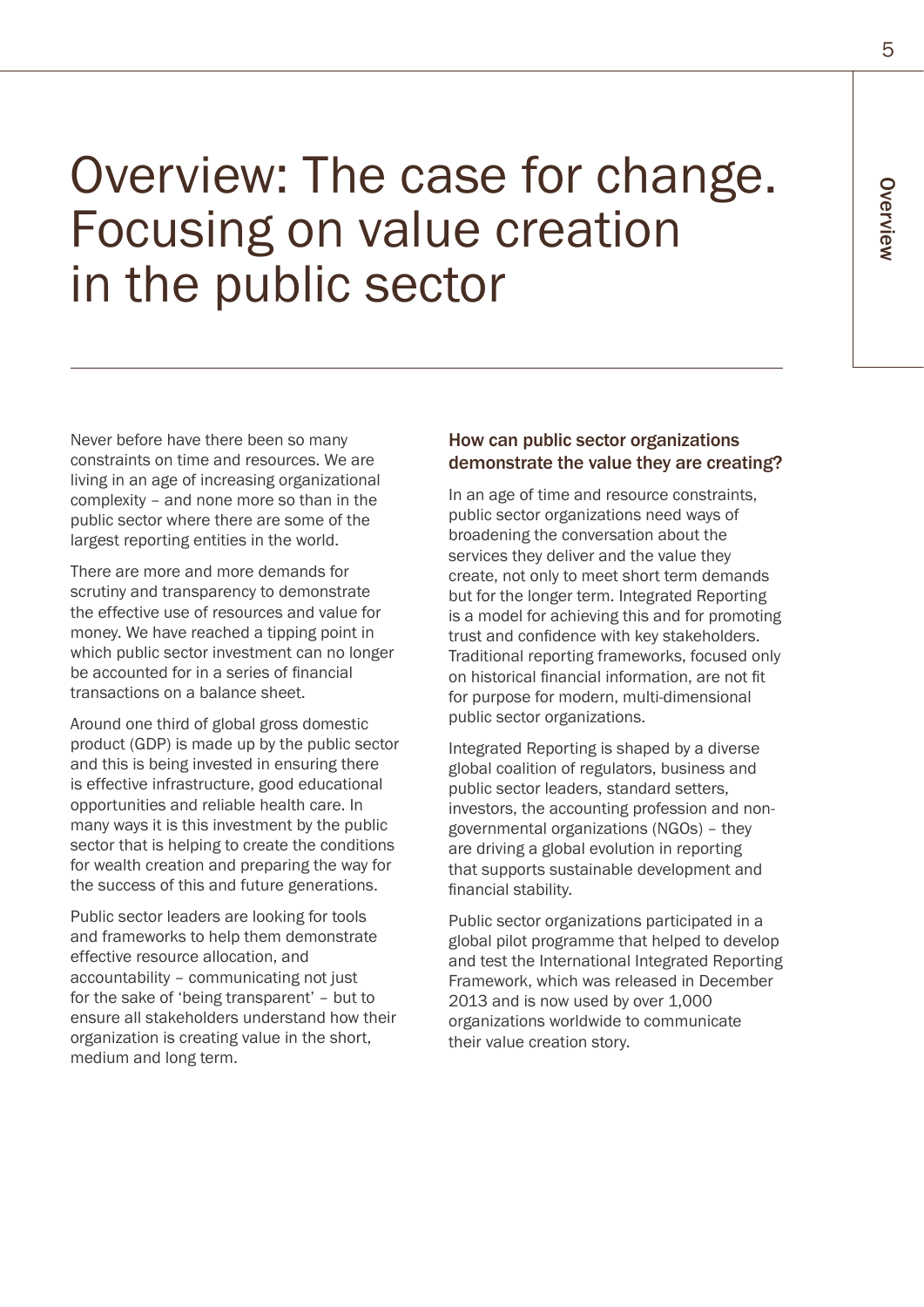# Overview: The case for change. Focusing on value creation in the public sector

Never before have there been so many constraints on time and resources. We are living in an age of increasing organizational complexity – and none more so than in the public sector where there are some of the largest reporting entities in the world.

There are more and more demands for scrutiny and transparency to demonstrate the effective use of resources and value for money. We have reached a tipping point in which public sector investment can no longer be accounted for in a series of financial transactions on a balance sheet.

Around one third of global gross domestic product (GDP) is made up by the public sector and this is being invested in ensuring there is effective infrastructure, good educational opportunities and reliable health care. In many ways it is this investment by the public sector that is helping to create the conditions for wealth creation and preparing the way for the success of this and future generations.

Public sector leaders are looking for tools and frameworks to help them demonstrate effective resource allocation, and accountability – communicating not just for the sake of 'being transparent' – but to ensure all stakeholders understand how their organization is creating value in the short, medium and long term.

## How can public sector organizations demonstrate the value they are creating?

In an age of time and resource constraints, public sector organizations need ways of broadening the conversation about the services they deliver and the value they create, not only to meet short term demands but for the longer term. Integrated Reporting is a model for achieving this and for promoting trust and confidence with key stakeholders. Traditional reporting frameworks, focused only on historical financial information, are not fit for purpose for modern, multi-dimensional public sector organizations.

Integrated Reporting is shaped by a diverse global coalition of regulators, business and public sector leaders, standard setters, investors, the accounting profession and non-governmental organizations (NGOs) – they are driving a global evolution in reporting that supports sustainable development and financial stability.

Public sector organizations participated in a global pilot programme that helped to develop and test the International Integrated Reporting Framework, which was released in December 2013 and is now used by over 1,000 organizations worldwide to communicate their value creation story.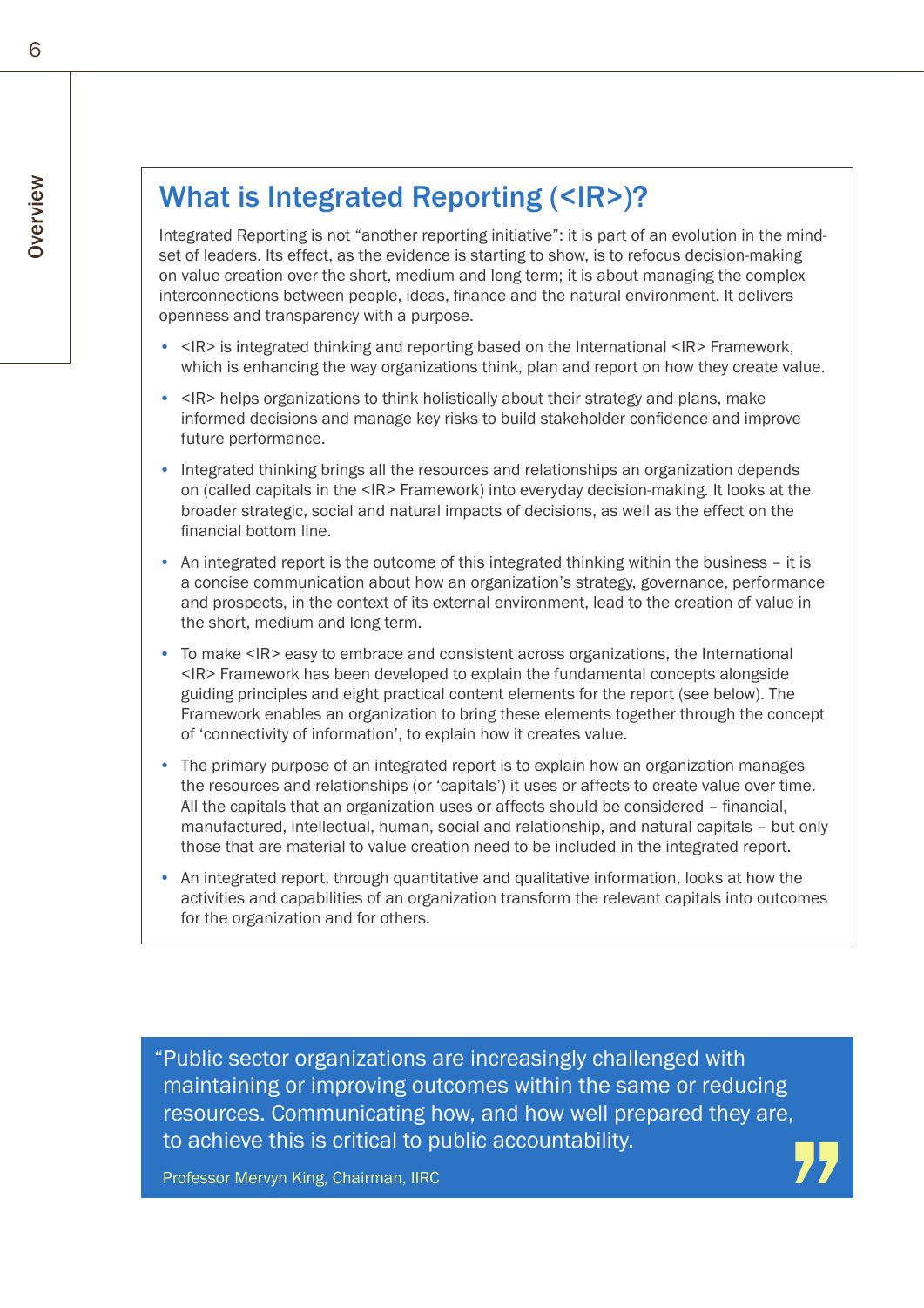## What is Integrated Reporting (<IR>)?

Integrated Reporting is not "another reporting initiative": it is part of an evolution in the mind-set of leaders. Its effect, as the evidence is starting to show, is to refocus decision-making on value creation over the short, medium and long term; it is about managing the complex interconnections between people, ideas, finance and the natural environment. It delivers openness and transparency with a purpose.

- <IR> is integrated thinking and reporting based on the International <IR> Framework, which is enhancing the way organizations think, plan and report on how they create value.
- <IR> helps organizations to think holistically about their strategy and plans, make informed decisions and manage key risks to build stakeholder confidence and improve future performance.
- Integrated thinking brings all the resources and relationships an organization depends on (called capitals in the <IR> Framework) into everyday decision-making. It looks at the broader strategic, social and natural impacts of decisions, as well as the effect on the financial bottom line.
- An integrated report is the outcome of this integrated thinking within the business – it is a concise communication about how an organization's strategy, governance, performance and prospects, in the context of its external environment, lead to the creation of value in the short, medium and long term.
- To make <IR> easy to embrace and consistent across organizations, the International <IR> Framework has been developed to explain the fundamental concepts alongside guiding principles and eight practical content elements for the report (see below). The Framework enables an organization to bring these elements together through the concept of 'connectivity of information', to explain how it creates value.
- The primary purpose of an integrated report is to explain how an organization manages the resources and relationships (or 'capitals') it uses or affects to create value over time. All the capitals that an organization uses or affects should be considered – financial, manufactured, intellectual, human, social and relationship, and natural capitals – but only those that are material to value creation need to be included in the integrated report.
- An integrated report, through quantitative and qualitative information, looks at how the activities and capabilities of an organization transform the relevant capitals into outcomes for the organization and for others.

> "Public sector organizations are increasingly challenged with maintaining or improving outcomes within the same or reducing resources. Communicating how, and how well prepared they are, to achieve this is critical to public accountability."
>
> Professor Mervyn King, Chairman, IIRC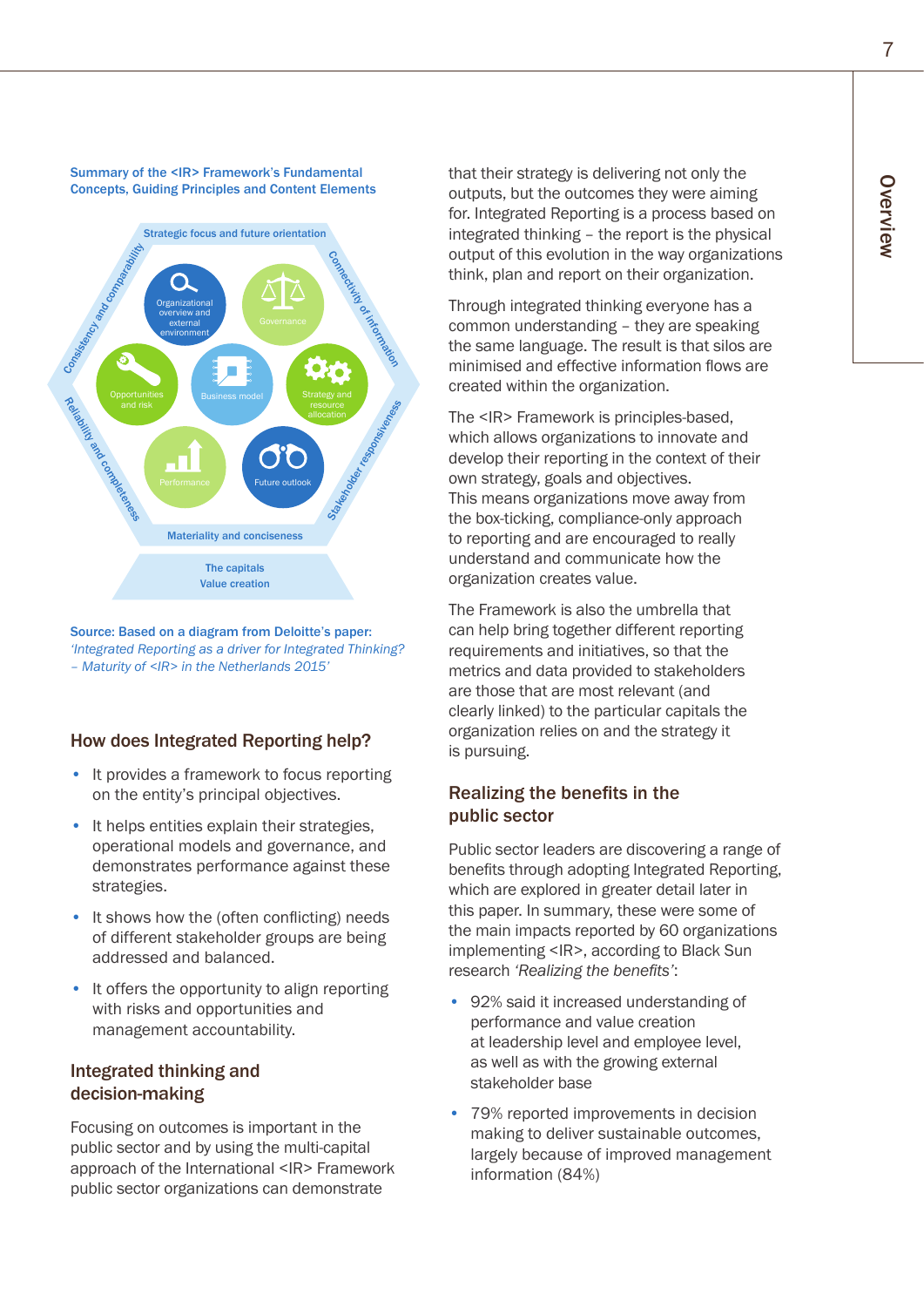**Summary of the <IR> Framework's Fundamental Concepts, Guiding Principles and Content Elements**

Strategic focus and future orientation

Connectivity of information

Stakeholder responsiveness

Materiality and conciseness

Reliability and completeness

Consistency and comparability

Organizational overview and external environment

Governance

Opportunities and risk

Business model

Strategy and resource allocation

Performance

Future outlook

The capitals
Value creation

**Source: Based on a diagram from Deloitte's paper:** *'Integrated Reporting as a driver for Integrated Thinking? – Maturity of <IR> in the Netherlands 2015'*

## How does Integrated Reporting help?

- It provides a framework to focus reporting on the entity's principal objectives.
- It helps entities explain their strategies, operational models and governance, and demonstrates performance against these strategies.
- It shows how the (often conflicting) needs of different stakeholder groups are being addressed and balanced.
- It offers the opportunity to align reporting with risks and opportunities and management accountability.

## Integrated thinking and decision-making

Focusing on outcomes is important in the public sector and by using the multi-capital approach of the International <IR> Framework public sector organizations can demonstrate that their strategy is delivering not only the outputs, but the outcomes they were aiming for. Integrated Reporting is a process based on integrated thinking – the report is the physical output of this evolution in the way organizations think, plan and report on their organization.

Through integrated thinking everyone has a common understanding – they are speaking the same language. The result is that silos are minimised and effective information flows are created within the organization.

The <IR> Framework is principles-based, which allows organizations to innovate and develop their reporting in the context of their own strategy, goals and objectives. This means organizations move away from the box-ticking, compliance-only approach to reporting and are encouraged to really understand and communicate how the organization creates value.

The Framework is also the umbrella that can help bring together different reporting requirements and initiatives, so that the metrics and data provided to stakeholders are those that are most relevant (and clearly linked) to the particular capitals the organization relies on and the strategy it is pursuing.

## Realizing the benefits in the public sector

Public sector leaders are discovering a range of benefits through adopting Integrated Reporting, which are explored in greater detail later in this paper. In summary, these were some of the main impacts reported by 60 organizations implementing <IR>, according to Black Sun research *'Realizing the benefits'*:

- 92% said it increased understanding of performance and value creation at leadership level and employee level, as well as with the growing external stakeholder base
- 79% reported improvements in decision making to deliver sustainable outcomes, largely because of improved management information (84%)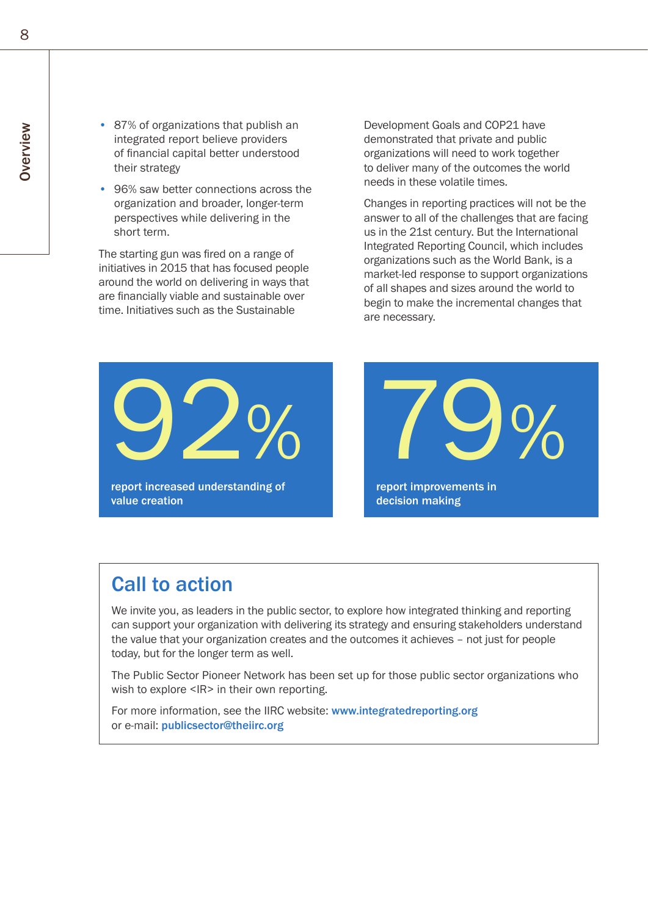- 87% of organizations that publish an integrated report believe providers of financial capital better understood their strategy
- 96% saw better connections across the organization and broader, longer-term perspectives while delivering in the short term.

The starting gun was fired on a range of initiatives in 2015 that has focused people around the world on delivering in ways that are financially viable and sustainable over time. Initiatives such as the Sustainable Development Goals and COP21 have demonstrated that private and public organizations will need to work together to deliver many of the outcomes the world needs in these volatile times.

Changes in reporting practices will not be the answer to all of the challenges that are facing us in the 21st century. But the International Integrated Reporting Council, which includes organizations such as the World Bank, is a market-led response to support organizations of all shapes and sizes around the world to begin to make the incremental changes that are necessary.

**92%** report increased understanding of value creation

**79%** report improvements in decision making

## Call to action

We invite you, as leaders in the public sector, to explore how integrated thinking and reporting can support your organization with delivering its strategy and ensuring stakeholders understand the value that your organization creates and the outcomes it achieves – not just for people today, but for the longer term as well.

The Public Sector Pioneer Network has been set up for those public sector organizations who wish to explore <IR> in their own reporting.

For more information, see the IIRC website: **www.integratedreporting.org**
or e-mail: **publicsector@theiirc.org**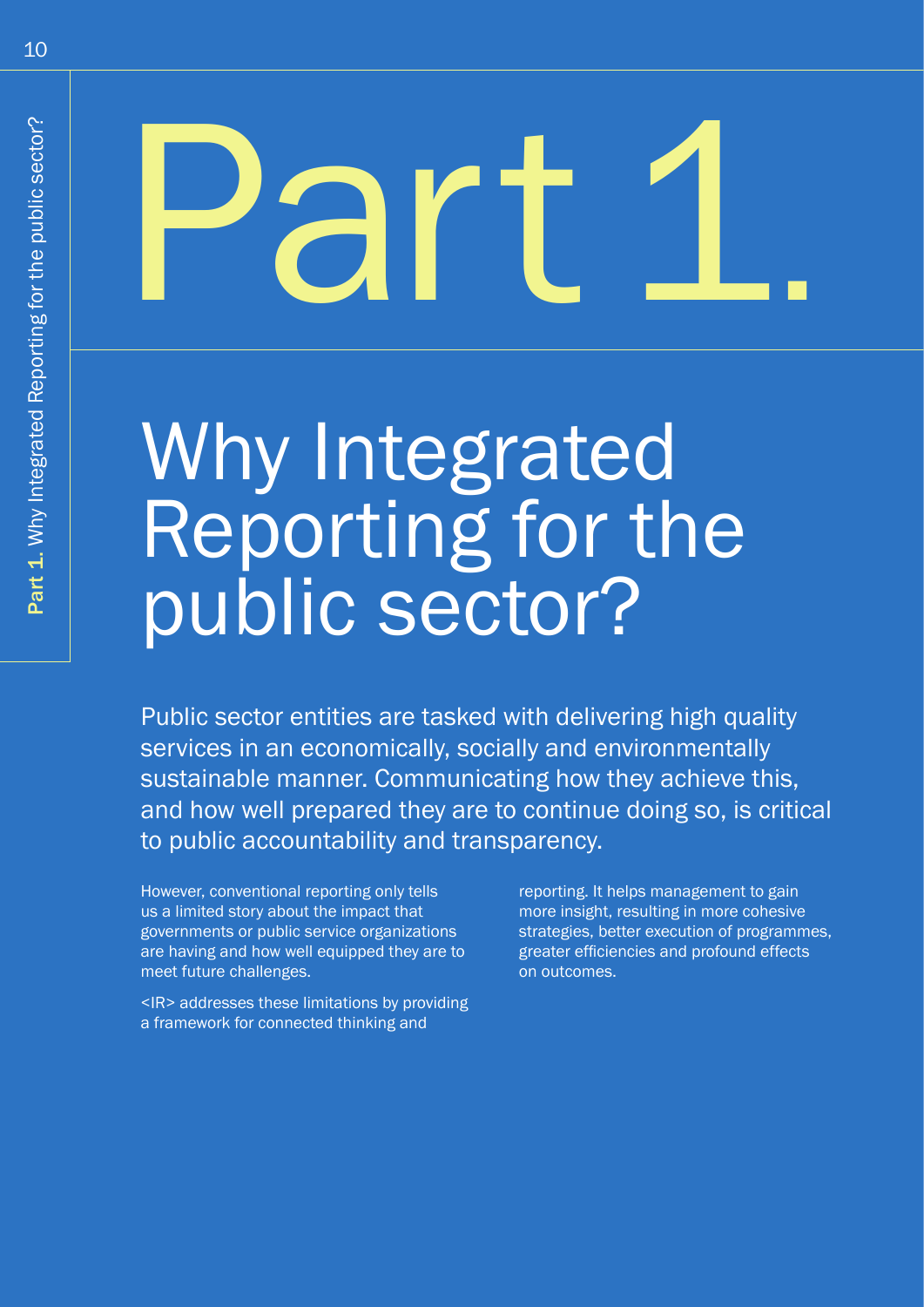# Part 1.

## Why Integrated Reporting for the public sector?

Public sector entities are tasked with delivering high quality services in an economically, socially and environmentally sustainable manner. Communicating how they achieve this, and how well prepared they are to continue doing so, is critical to public accountability and transparency.

However, conventional reporting only tells us a limited story about the impact that governments or public service organizations are having and how well equipped they are to meet future challenges.

<IR> addresses these limitations by providing a framework for connected thinking and reporting. It helps management to gain more insight, resulting in more cohesive strategies, better execution of programmes, greater efficiencies and profound effects on outcomes.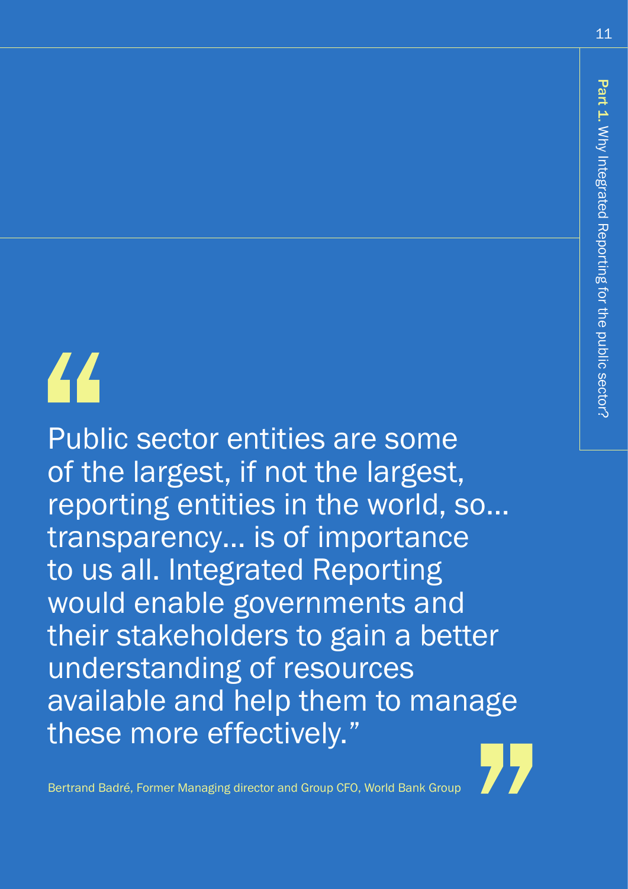> "Public sector entities are some of the largest, if not the largest, reporting entities in the world, so... transparency... is of importance to us all. Integrated Reporting would enable governments and their stakeholders to gain a better understanding of resources available and help them to manage these more effectively."

Bertrand Badré, Former Managing director and Group CFO, World Bank Group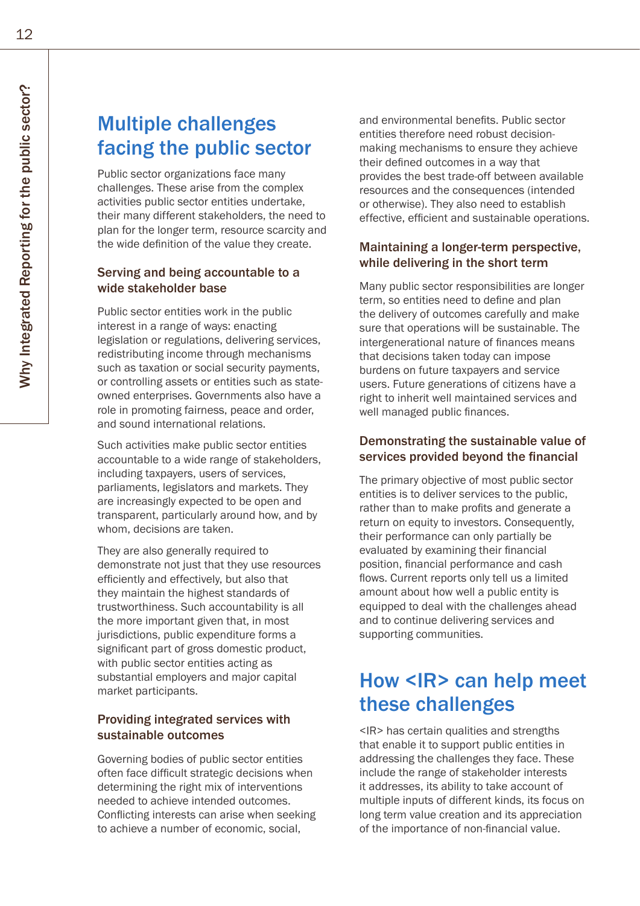## Multiple challenges facing the public sector

Public sector organizations face many challenges. These arise from the complex activities public sector entities undertake, their many different stakeholders, the need to plan for the longer term, resource scarcity and the wide definition of the value they create.

### Serving and being accountable to a wide stakeholder base

Public sector entities work in the public interest in a range of ways: enacting legislation or regulations, delivering services, redistributing income through mechanisms such as taxation or social security payments, or controlling assets or entities such as state-owned enterprises. Governments also have a role in promoting fairness, peace and order, and sound international relations.

Such activities make public sector entities accountable to a wide range of stakeholders, including taxpayers, users of services, parliaments, legislators and markets. They are increasingly expected to be open and transparent, particularly around how, and by whom, decisions are taken.

They are also generally required to demonstrate not just that they use resources efficiently and effectively, but also that they maintain the highest standards of trustworthiness. Such accountability is all the more important given that, in most jurisdictions, public expenditure forms a significant part of gross domestic product, with public sector entities acting as substantial employers and major capital market participants.

### Providing integrated services with sustainable outcomes

Governing bodies of public sector entities often face difficult strategic decisions when determining the right mix of interventions needed to achieve intended outcomes. Conflicting interests can arise when seeking to achieve a number of economic, social, and environmental benefits. Public sector entities therefore need robust decision-making mechanisms to ensure they achieve their defined outcomes in a way that provides the best trade-off between available resources and the consequences (intended or otherwise). They also need to establish effective, efficient and sustainable operations.

### Maintaining a longer-term perspective, while delivering in the short term

Many public sector responsibilities are longer term, so entities need to define and plan the delivery of outcomes carefully and make sure that operations will be sustainable. The intergenerational nature of finances means that decisions taken today can impose burdens on future taxpayers and service users. Future generations of citizens have a right to inherit well maintained services and well managed public finances.

### Demonstrating the sustainable value of services provided beyond the financial

The primary objective of most public sector entities is to deliver services to the public, rather than to make profits and generate a return on equity to investors. Consequently, their performance can only partially be evaluated by examining their financial position, financial performance and cash flows. Current reports only tell us a limited amount about how well a public entity is equipped to deal with the challenges ahead and to continue delivering services and supporting communities.

## How <IR> can help meet these challenges

<IR> has certain qualities and strengths that enable it to support public entities in addressing the challenges they face. These include the range of stakeholder interests it addresses, its ability to take account of multiple inputs of different kinds, its focus on long term value creation and its appreciation of the importance of non-financial value.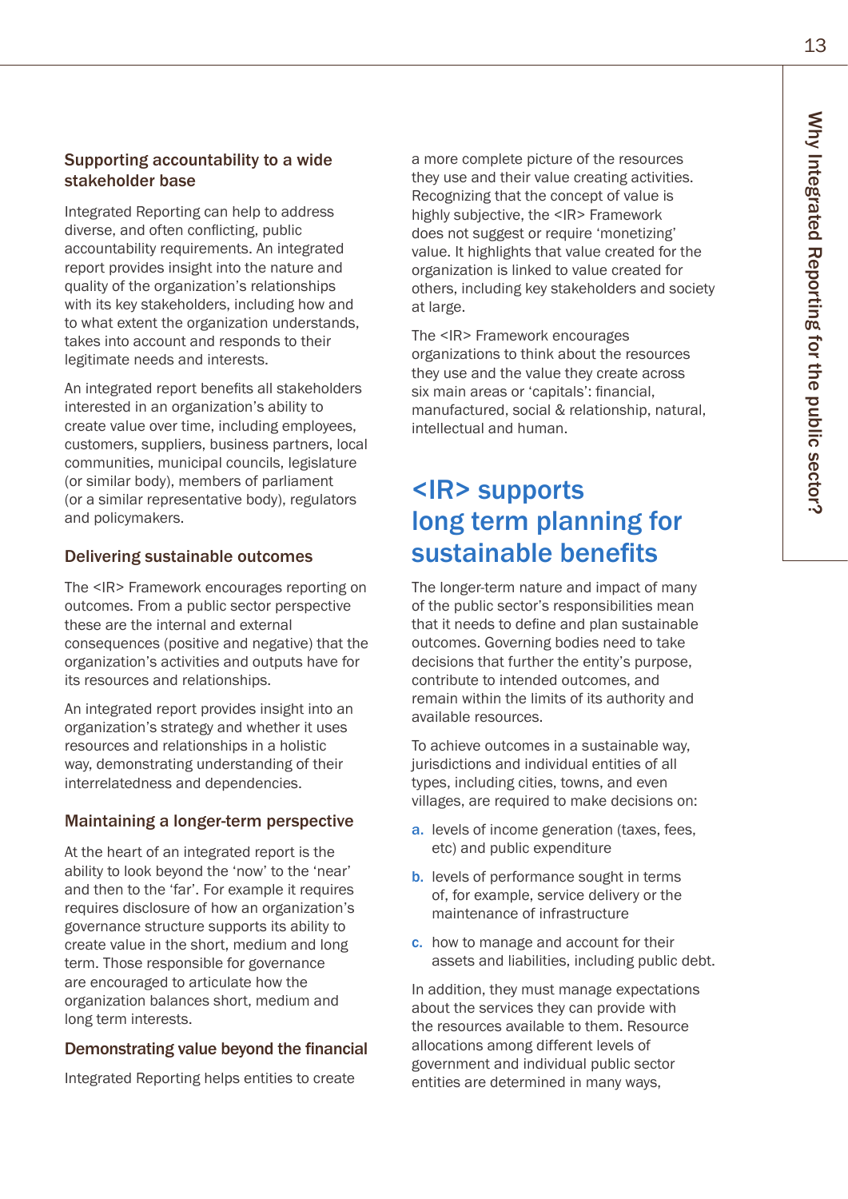### Supporting accountability to a wide stakeholder base

Integrated Reporting can help to address diverse, and often conflicting, public accountability requirements. An integrated report provides insight into the nature and quality of the organization's relationships with its key stakeholders, including how and to what extent the organization understands, takes into account and responds to their legitimate needs and interests.

An integrated report benefits all stakeholders interested in an organization's ability to create value over time, including employees, customers, suppliers, business partners, local communities, municipal councils, legislature (or similar body), members of parliament (or a similar representative body), regulators and policymakers.

### Delivering sustainable outcomes

The <IR> Framework encourages reporting on outcomes. From a public sector perspective these are the internal and external consequences (positive and negative) that the organization's activities and outputs have for its resources and relationships.

An integrated report provides insight into an organization's strategy and whether it uses resources and relationships in a holistic way, demonstrating understanding of their interrelatedness and dependencies.

### Maintaining a longer-term perspective

At the heart of an integrated report is the ability to look beyond the 'now' to the 'near' and then to the 'far'. For example it requires requires disclosure of how an organization's governance structure supports its ability to create value in the short, medium and long term. Those responsible for governance are encouraged to articulate how the organization balances short, medium and long term interests.

### Demonstrating value beyond the financial

Integrated Reporting helps entities to create a more complete picture of the resources they use and their value creating activities. Recognizing that the concept of value is highly subjective, the <IR> Framework does not suggest or require 'monetizing' value. It highlights that value created for the organization is linked to value created for others, including key stakeholders and society at large.

The <IR> Framework encourages organizations to think about the resources they use and the value they create across six main areas or 'capitals': financial, manufactured, social & relationship, natural, intellectual and human.

## <IR> supports long term planning for sustainable benefits

The longer-term nature and impact of many of the public sector's responsibilities mean that it needs to define and plan sustainable outcomes. Governing bodies need to take decisions that further the entity's purpose, contribute to intended outcomes, and remain within the limits of its authority and available resources.

To achieve outcomes in a sustainable way, jurisdictions and individual entities of all types, including cities, towns, and even villages, are required to make decisions on:

a. levels of income generation (taxes, fees, etc) and public expenditure

b. levels of performance sought in terms of, for example, service delivery or the maintenance of infrastructure

c. how to manage and account for their assets and liabilities, including public debt.

In addition, they must manage expectations about the services they can provide with the resources available to them. Resource allocations among different levels of government and individual public sector entities are determined in many ways,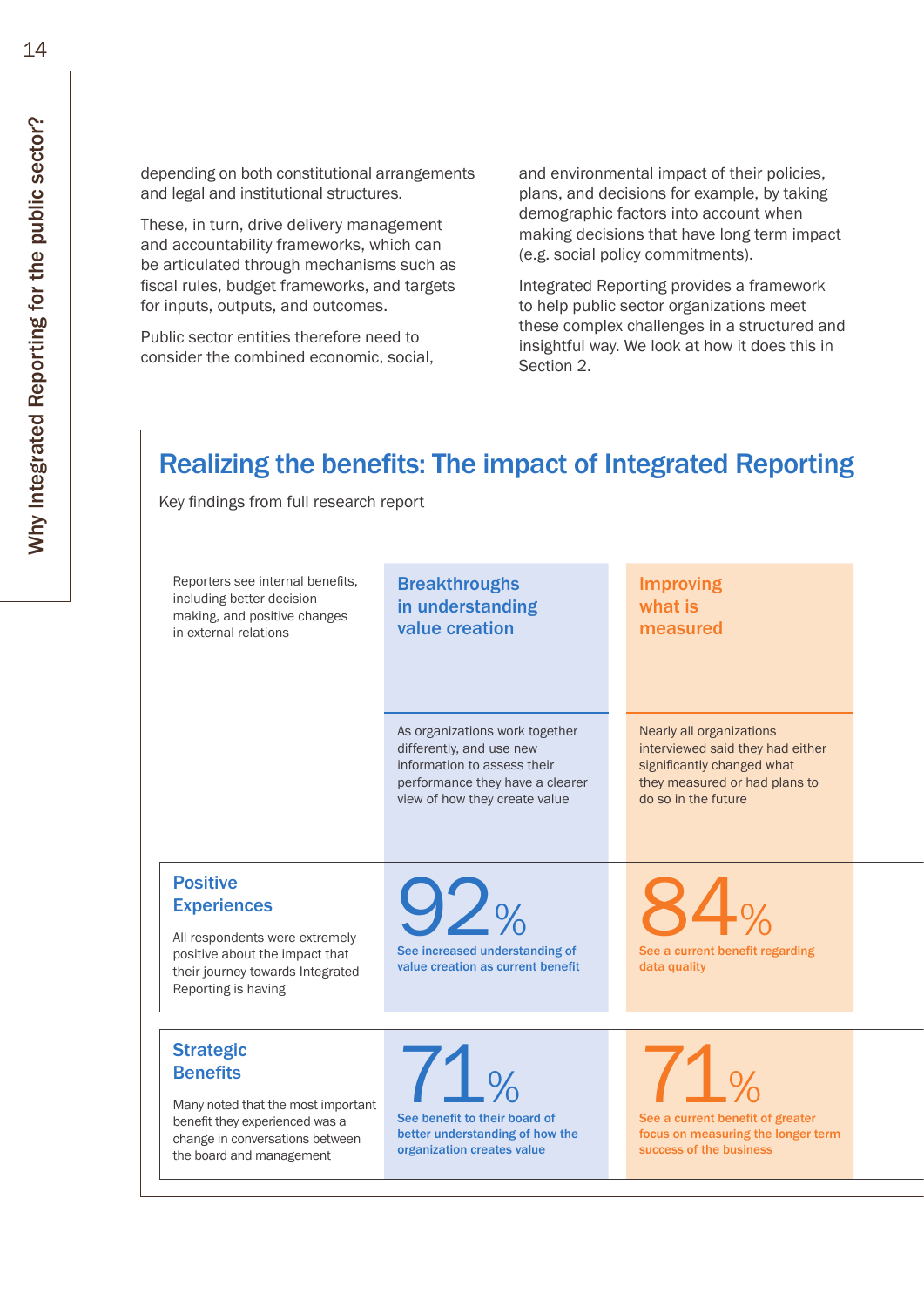depending on both constitutional arrangements and legal and institutional structures.

These, in turn, drive delivery management and accountability frameworks, which can be articulated through mechanisms such as fiscal rules, budget frameworks, and targets for inputs, outputs, and outcomes.

Public sector entities therefore need to consider the combined economic, social, and environmental impact of their policies, plans, and decisions for example, by taking demographic factors into account when making decisions that have long term impact (e.g. social policy commitments).

Integrated Reporting provides a framework to help public sector organizations meet these complex challenges in a structured and insightful way. We look at how it does this in Section 2.

## Realizing the benefits: The impact of Integrated Reporting

Key findings from full research report

| Reporters see internal benefits, including better decision making, and positive changes in external relations | **Breakthroughs in understanding value creation**<br>As organizations work together differently, and use new information to assess their performance they have a clearer view of how they create value | **Improving what is measured**<br>Nearly all organizations interviewed said they had either significantly changed what they measured or had plans to do so in the future |
|---|---|---|
| **Positive Experiences**<br>All respondents were extremely positive about the impact that their journey towards Integrated Reporting is having | **92%**<br>See increased understanding of value creation as current benefit | **84%**<br>See a current benefit regarding data quality |
| **Strategic Benefits**<br>Many noted that the most important benefit they experienced was a change in conversations between the board and management | **71%**<br>See benefit to their board of better understanding of how the organization creates value | **71%**<br>See a current benefit of greater focus on measuring the longer term success of the business |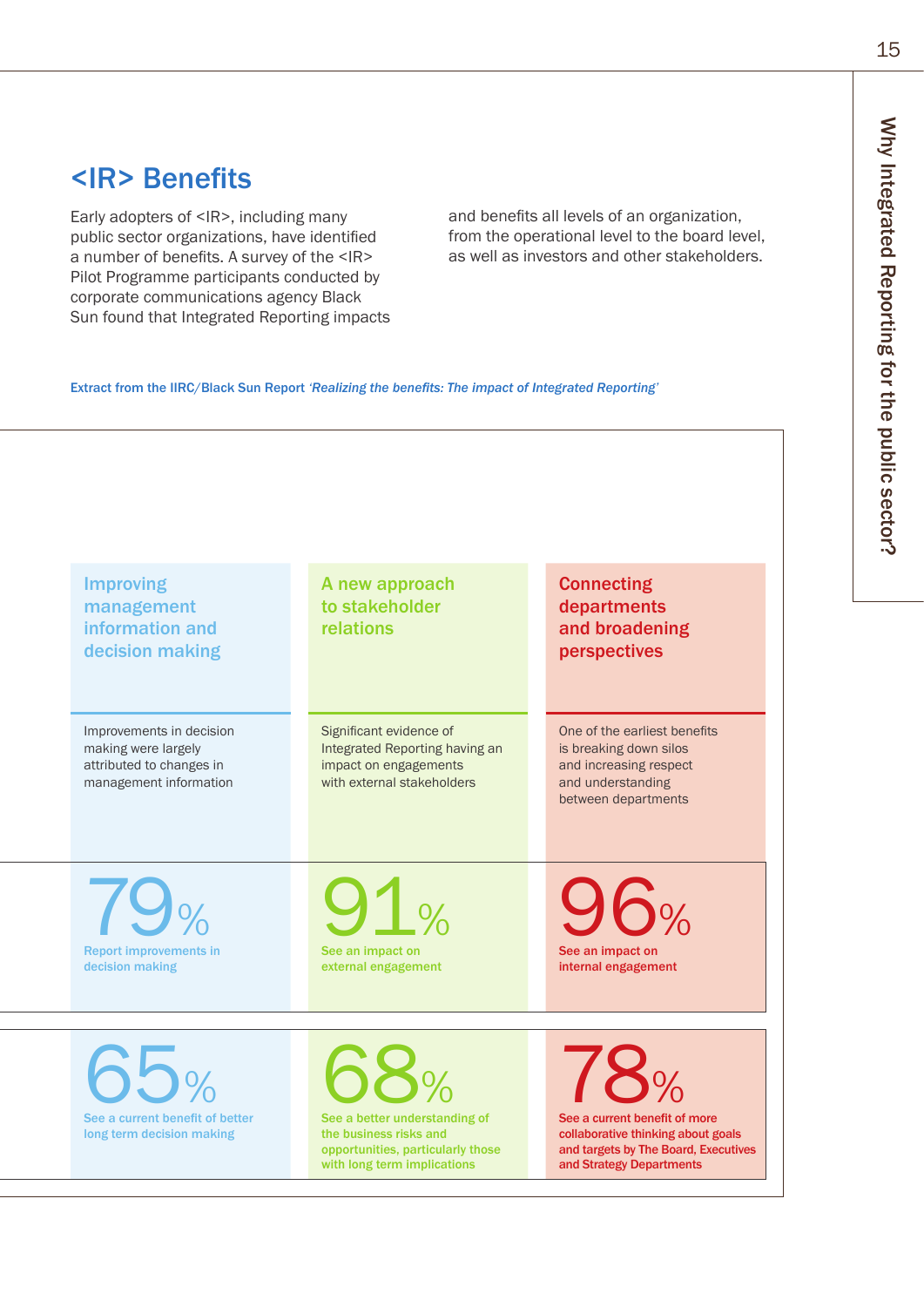## <IR> Benefits

Early adopters of <IR>, including many public sector organizations, have identified a number of benefits. A survey of the <IR> Pilot Programme participants conducted by corporate communications agency Black Sun found that Integrated Reporting impacts and benefits all levels of an organization, from the operational level to the board level, as well as investors and other stakeholders.

**Extract from the IIRC/Black Sun Report *'Realizing the benefits: The impact of Integrated Reporting'***

### Improving management information and decision making

Improvements in decision making were largely attributed to changes in management information

**79%** Report improvements in decision making

**65%** See a current benefit of better long term decision making

### A new approach to stakeholder relations

Significant evidence of Integrated Reporting having an impact on engagements with external stakeholders

**91%** See an impact on external engagement

**68%** See a better understanding of the business risks and opportunities, particularly those with long term implications

### Connecting departments and broadening perspectives

One of the earliest benefits is breaking down silos and increasing respect and understanding between departments

**96%** See an impact on internal engagement

**78%** See a current benefit of more collaborative thinking about goals and targets by The Board, Executives and Strategy Departments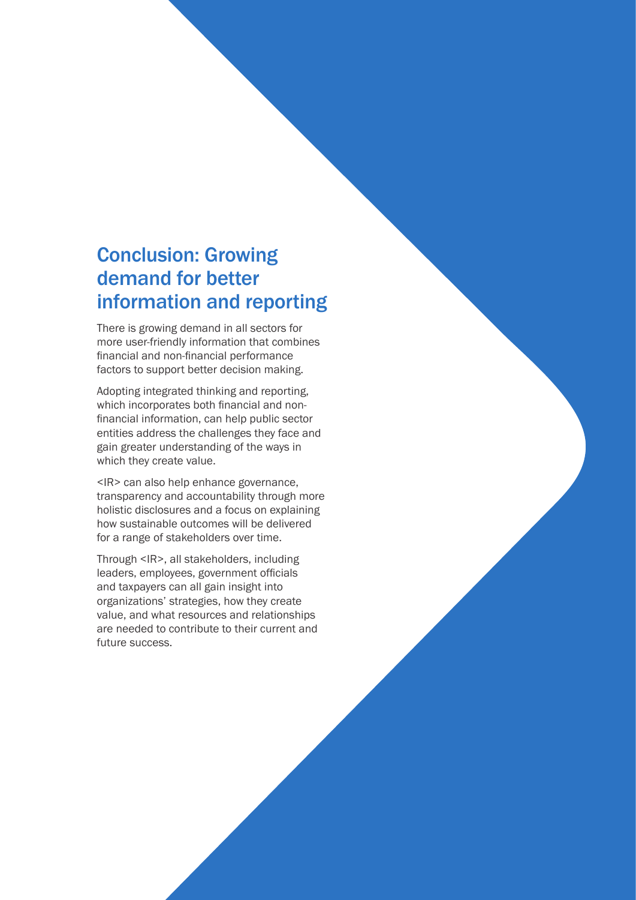## Conclusion: Growing demand for better information and reporting

There is growing demand in all sectors for more user-friendly information that combines financial and non-financial performance factors to support better decision making.

Adopting integrated thinking and reporting, which incorporates both financial and non-financial information, can help public sector entities address the challenges they face and gain greater understanding of the ways in which they create value.

<IR> can also help enhance governance, transparency and accountability through more holistic disclosures and a focus on explaining how sustainable outcomes will be delivered for a range of stakeholders over time.

Through <IR>, all stakeholders, including leaders, employees, government officials and taxpayers can all gain insight into organizations' strategies, how they create value, and what resources and relationships are needed to contribute to their current and future success.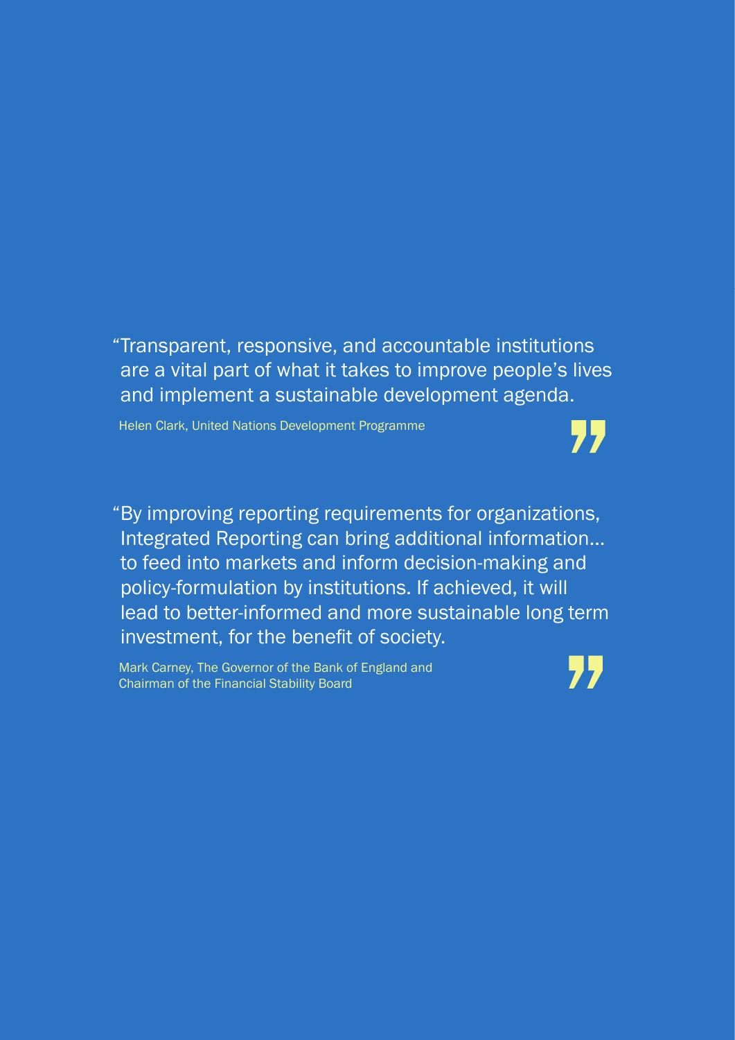> "Transparent, responsive, and accountable institutions are a vital part of what it takes to improve people's lives and implement a sustainable development agenda.
>
> Helen Clark, United Nations Development Programme

> "By improving reporting requirements for organizations, Integrated Reporting can bring additional information… to feed into markets and inform decision-making and policy-formulation by institutions. If achieved, it will lead to better-informed and more sustainable long term investment, for the benefit of society.
>
> Mark Carney, The Governor of the Bank of England and Chairman of the Financial Stability Board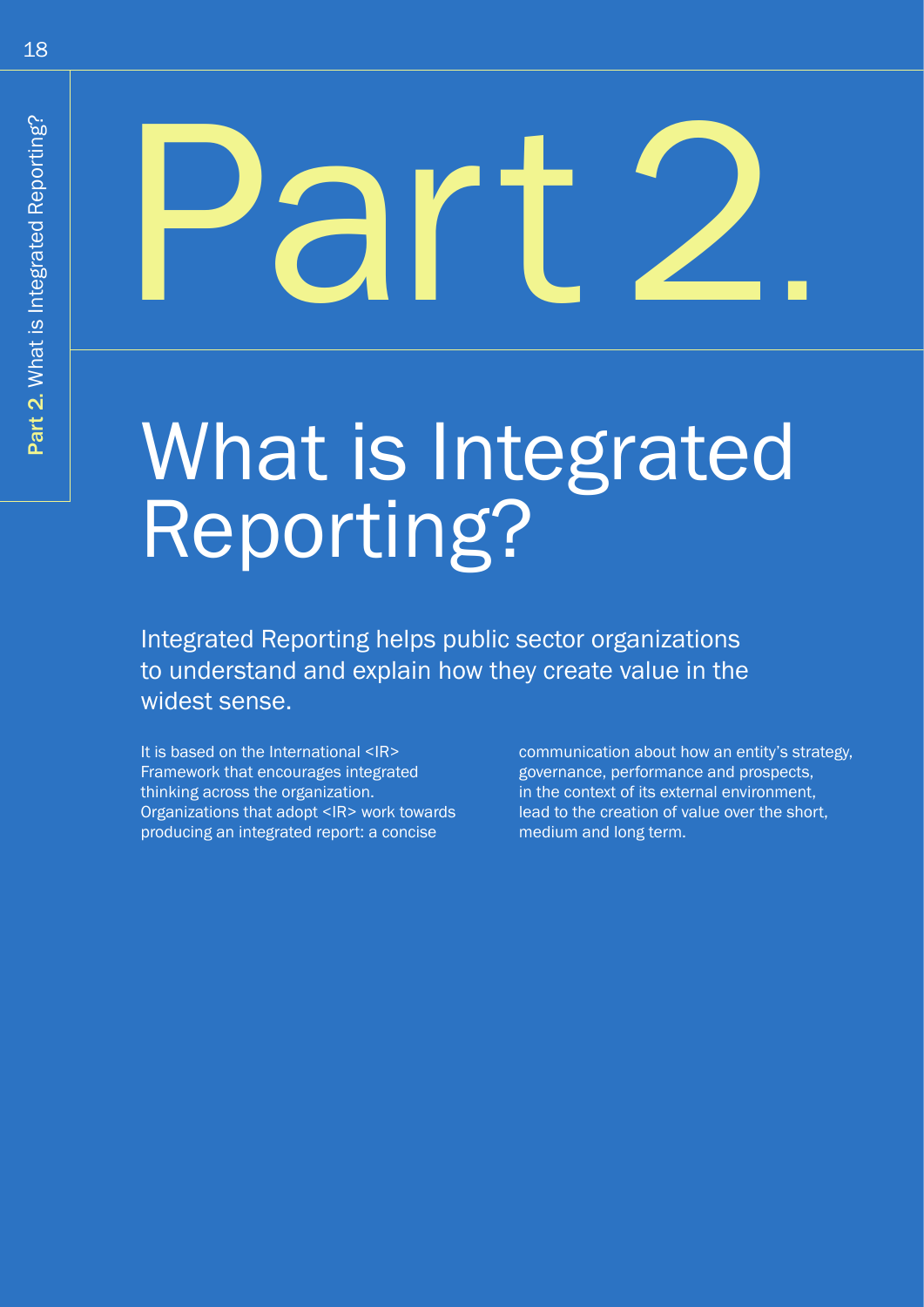# Part 2.

# What is Integrated Reporting?

Integrated Reporting helps public sector organizations to understand and explain how they create value in the widest sense.

It is based on the International <IR> Framework that encourages integrated thinking across the organization. Organizations that adopt <IR> work towards producing an integrated report: a concise communication about how an entity's strategy, governance, performance and prospects, in the context of its external environment, lead to the creation of value over the short, medium and long term.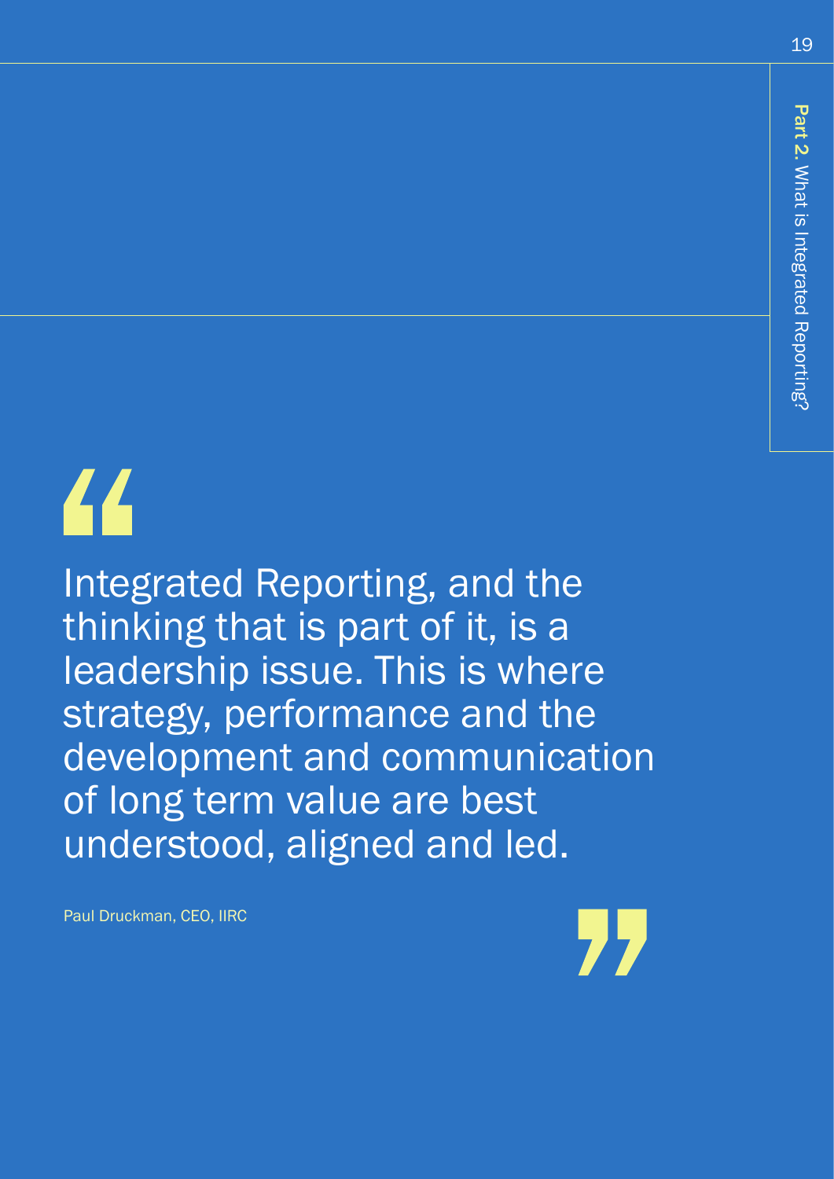> Integrated Reporting, and the thinking that is part of it, is a leadership issue. This is where strategy, performance and the development and communication of long term value are best understood, aligned and led.

Paul Druckman, CEO, IIRC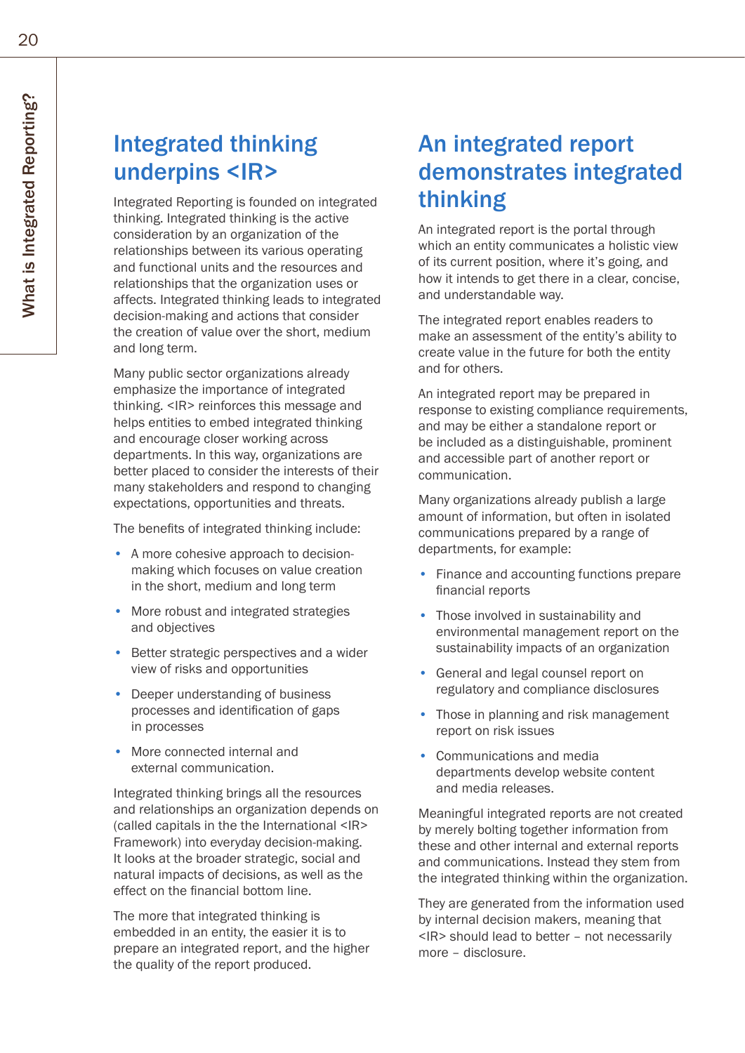## Integrated thinking underpins <IR>

Integrated Reporting is founded on integrated thinking. Integrated thinking is the active consideration by an organization of the relationships between its various operating and functional units and the resources and relationships that the organization uses or affects. Integrated thinking leads to integrated decision-making and actions that consider the creation of value over the short, medium and long term.

Many public sector organizations already emphasize the importance of integrated thinking. <IR> reinforces this message and helps entities to embed integrated thinking and encourage closer working across departments. In this way, organizations are better placed to consider the interests of their many stakeholders and respond to changing expectations, opportunities and threats.

The benefits of integrated thinking include:

- A more cohesive approach to decision-making which focuses on value creation in the short, medium and long term
- More robust and integrated strategies and objectives
- Better strategic perspectives and a wider view of risks and opportunities
- Deeper understanding of business processes and identification of gaps in processes
- More connected internal and external communication.

Integrated thinking brings all the resources and relationships an organization depends on (called capitals in the International <IR> Framework) into everyday decision-making. It looks at the broader strategic, social and natural impacts of decisions, as well as the effect on the financial bottom line.

The more that integrated thinking is embedded in an entity, the easier it is to prepare an integrated report, and the higher the quality of the report produced.

## An integrated report demonstrates integrated thinking

An integrated report is the portal through which an entity communicates a holistic view of its current position, where it's going, and how it intends to get there in a clear, concise, and understandable way.

The integrated report enables readers to make an assessment of the entity's ability to create value in the future for both the entity and for others.

An integrated report may be prepared in response to existing compliance requirements, and may be either a standalone report or be included as a distinguishable, prominent and accessible part of another report or communication.

Many organizations already publish a large amount of information, but often in isolated communications prepared by a range of departments, for example:

- Finance and accounting functions prepare financial reports
- Those involved in sustainability and environmental management report on the sustainability impacts of an organization
- General and legal counsel report on regulatory and compliance disclosures
- Those in planning and risk management report on risk issues
- Communications and media departments develop website content and media releases.

Meaningful integrated reports are not created by merely bolting together information from these and other internal and external reports and communications. Instead they stem from the integrated thinking within the organization.

They are generated from the information used by internal decision makers, meaning that <IR> should lead to better – not necessarily more – disclosure.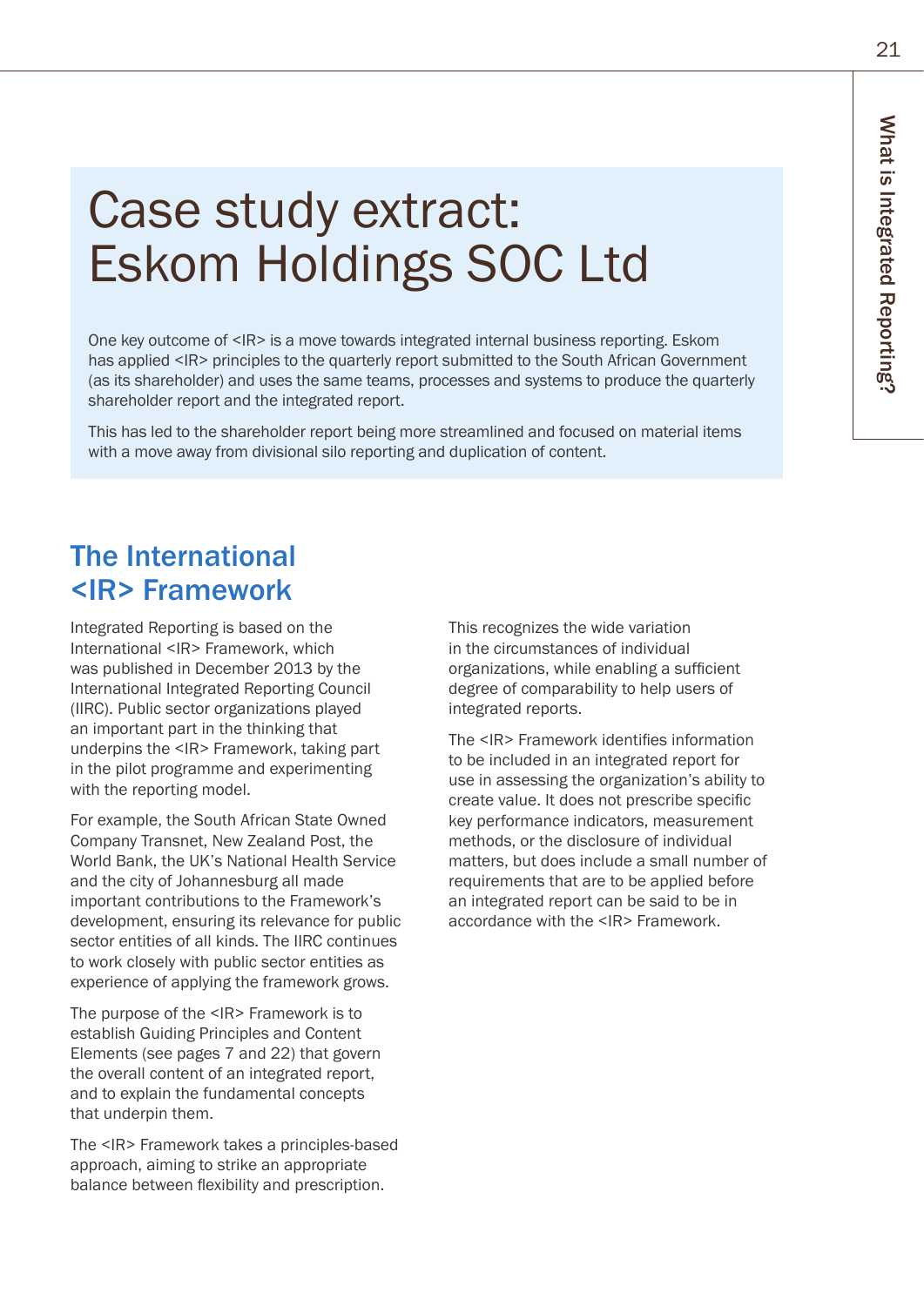# Case study extract: Eskom Holdings SOC Ltd

One key outcome of <IR> is a move towards integrated internal business reporting. Eskom has applied <IR> principles to the quarterly report submitted to the South African Government (as its shareholder) and uses the same teams, processes and systems to produce the quarterly shareholder report and the integrated report.

This has led to the shareholder report being more streamlined and focused on material items with a move away from divisional silo reporting and duplication of content.

## The International <IR> Framework

Integrated Reporting is based on the International <IR> Framework, which was published in December 2013 by the International Integrated Reporting Council (IIRC). Public sector organizations played an important part in the thinking that underpins the <IR> Framework, taking part in the pilot programme and experimenting with the reporting model.

For example, the South African State Owned Company Transnet, New Zealand Post, the World Bank, the UK's National Health Service and the city of Johannesburg all made important contributions to the Framework's development, ensuring its relevance for public sector entities of all kinds. The IIRC continues to work closely with public sector entities as experience of applying the framework grows.

The purpose of the <IR> Framework is to establish Guiding Principles and Content Elements (see pages 7 and 22) that govern the overall content of an integrated report, and to explain the fundamental concepts that underpin them.

The <IR> Framework takes a principles-based approach, aiming to strike an appropriate balance between flexibility and prescription. This recognizes the wide variation in the circumstances of individual organizations, while enabling a sufficient degree of comparability to help users of integrated reports.

The <IR> Framework identifies information to be included in an integrated report for use in assessing the organization's ability to create value. It does not prescribe specific key performance indicators, measurement methods, or the disclosure of individual matters, but does include a small number of requirements that are to be applied before an integrated report can be said to be in accordance with the <IR> Framework.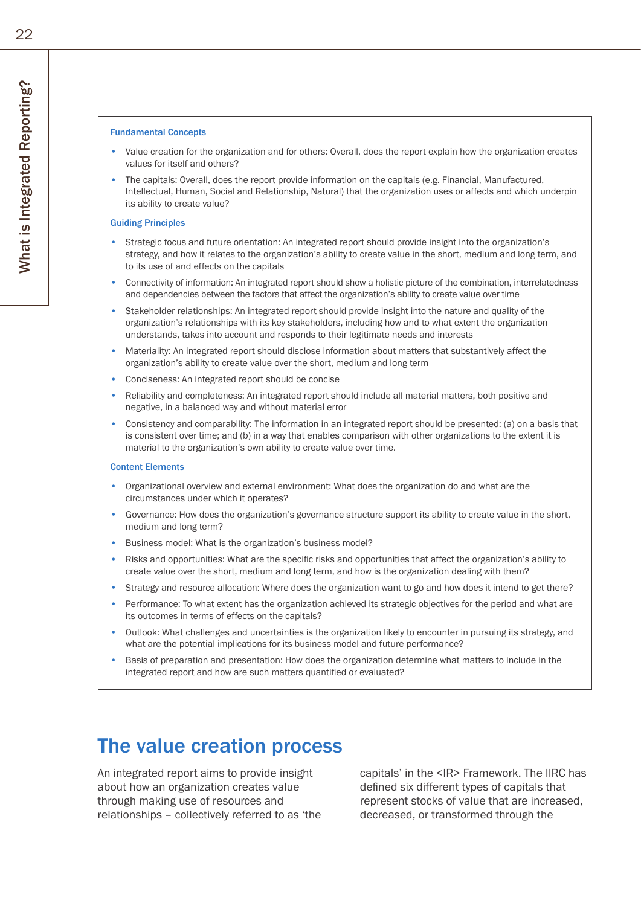**Fundamental Concepts**

- Value creation for the organization and for others: Overall, does the report explain how the organization creates values for itself and others?
- The capitals: Overall, does the report provide information on the capitals (e.g. Financial, Manufactured, Intellectual, Human, Social and Relationship, Natural) that the organization uses or affects and which underpin its ability to create value?

**Guiding Principles**

- Strategic focus and future orientation: An integrated report should provide insight into the organization's strategy, and how it relates to the organization's ability to create value in the short, medium and long term, and to its use of and effects on the capitals
- Connectivity of information: An integrated report should show a holistic picture of the combination, interrelatedness and dependencies between the factors that affect the organization's ability to create value over time
- Stakeholder relationships: An integrated report should provide insight into the nature and quality of the organization's relationships with its key stakeholders, including how and to what extent the organization understands, takes into account and responds to their legitimate needs and interests
- Materiality: An integrated report should disclose information about matters that substantively affect the organization's ability to create value over the short, medium and long term
- Conciseness: An integrated report should be concise
- Reliability and completeness: An integrated report should include all material matters, both positive and negative, in a balanced way and without material error
- Consistency and comparability: The information in an integrated report should be presented: (a) on a basis that is consistent over time; and (b) in a way that enables comparison with other organizations to the extent it is material to the organization's own ability to create value over time.

**Content Elements**

- Organizational overview and external environment: What does the organization do and what are the circumstances under which it operates?
- Governance: How does the organization's governance structure support its ability to create value in the short, medium and long term?
- Business model: What is the organization's business model?
- Risks and opportunities: What are the specific risks and opportunities that affect the organization's ability to create value over the short, medium and long term, and how is the organization dealing with them?
- Strategy and resource allocation: Where does the organization want to go and how does it intend to get there?
- Performance: To what extent has the organization achieved its strategic objectives for the period and what are its outcomes in terms of effects on the capitals?
- Outlook: What challenges and uncertainties is the organization likely to encounter in pursuing its strategy, and what are the potential implications for its business model and future performance?
- Basis of preparation and presentation: How does the organization determine what matters to include in the integrated report and how are such matters quantified or evaluated?

## The value creation process

An integrated report aims to provide insight about how an organization creates value through making use of resources and relationships – collectively referred to as 'the capitals' in the <IR> Framework. The IIRC has defined six different types of capitals that represent stocks of value that are increased, decreased, or transformed through the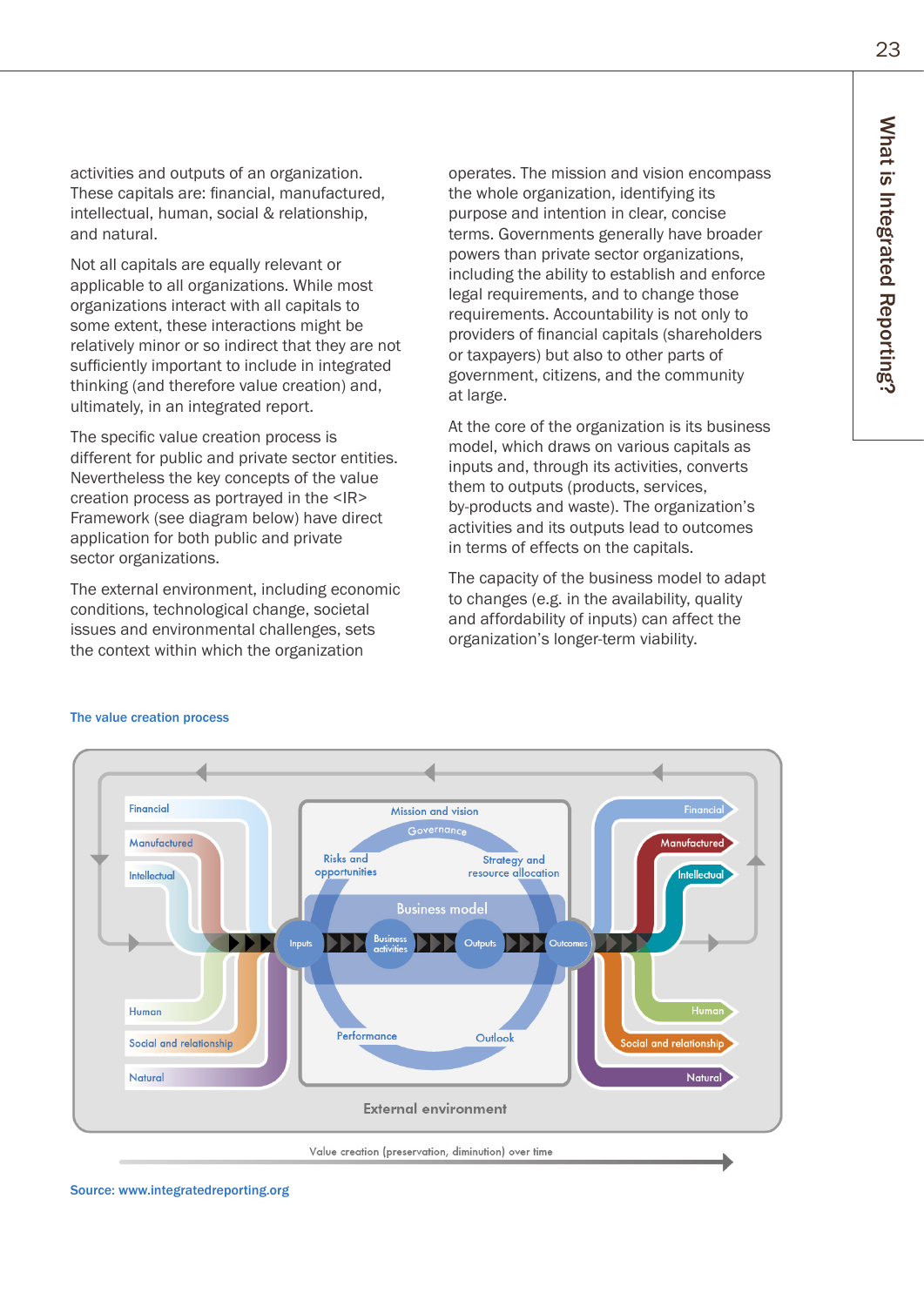activities and outputs of an organization. These capitals are: financial, manufactured, intellectual, human, social & relationship, and natural.

Not all capitals are equally relevant or applicable to all organizations. While most organizations interact with all capitals to some extent, these interactions might be relatively minor or so indirect that they are not sufficiently important to include in integrated thinking (and therefore value creation) and, ultimately, in an integrated report.

The specific value creation process is different for public and private sector entities. Nevertheless the key concepts of the value creation process as portrayed in the <IR> Framework (see diagram below) have direct application for both public and private sector organizations.

The external environment, including economic conditions, technological change, societal issues and environmental challenges, sets the context within which the organization operates. The mission and vision encompass the whole organization, identifying its purpose and intention in clear, concise terms. Governments generally have broader powers than private sector organizations, including the ability to establish and enforce legal requirements, and to change those requirements. Accountability is not only to providers of financial capitals (shareholders or taxpayers) but also to other parts of government, citizens, and the community at large.

At the core of the organization is its business model, which draws on various capitals as inputs and, through its activities, converts them to outputs (products, services, by-products and waste). The organization's activities and its outputs lead to outcomes in terms of effects on the capitals.

The capacity of the business model to adapt to changes (e.g. in the availability, quality and affordability of inputs) can affect the organization's longer-term viability.

**The value creation process**

Financial
Manufactured
Intellectual
Human
Social and relationship
Natural

Mission and vision
Governance
Risks and opportunities
Strategy and resource allocation
Business model
Inputs — Business activities — Outputs — Outcomes
Performance
Outlook

Financial
Manufactured
Intellectual
Human
Social and relationship
Natural

External environment

Value creation (preservation, diminution) over time

Source: www.integratedreporting.org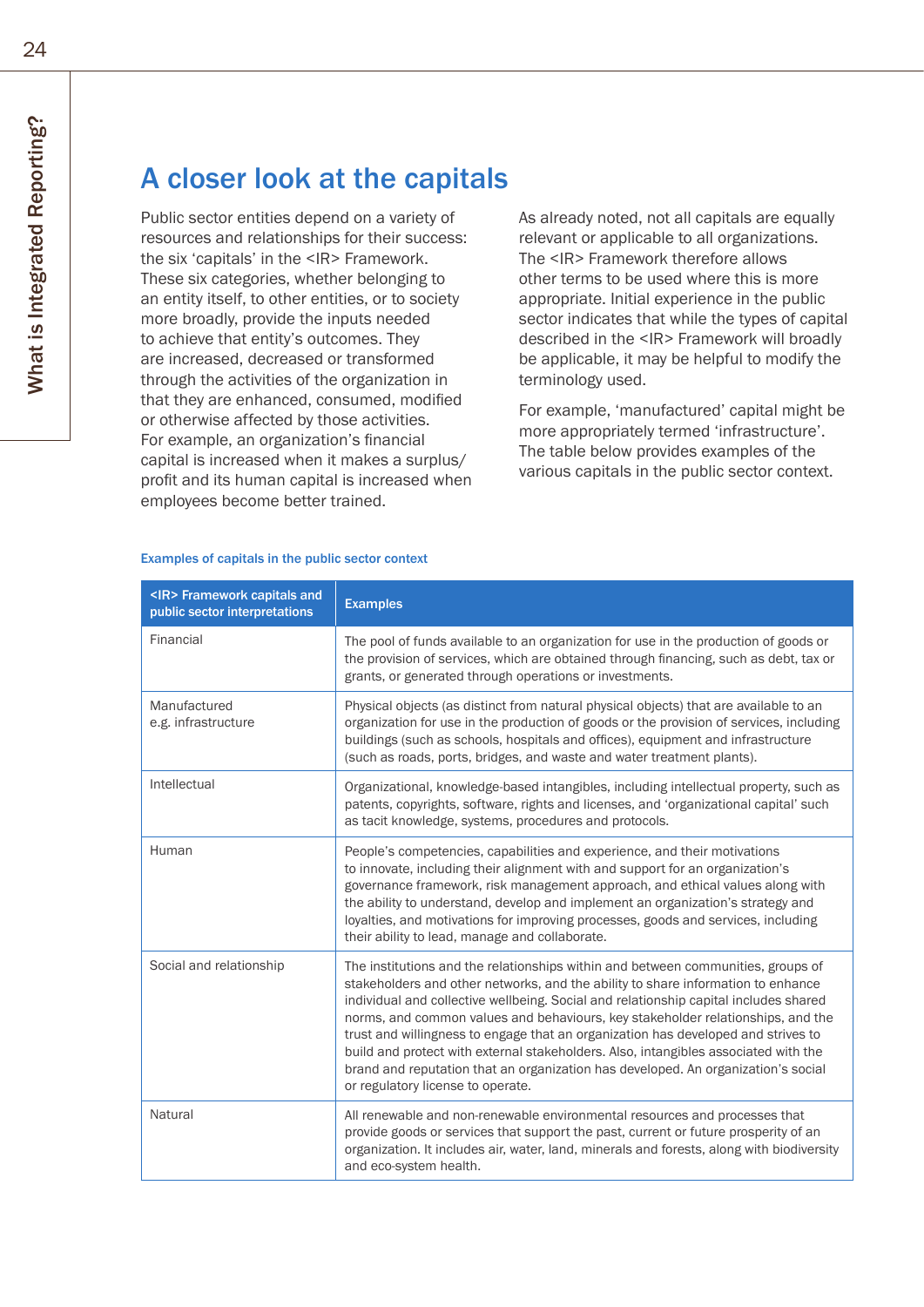## A closer look at the capitals

Public sector entities depend on a variety of resources and relationships for their success: the six 'capitals' in the <IR> Framework. These six categories, whether belonging to an entity itself, to other entities, or to society more broadly, provide the inputs needed to achieve that entity's outcomes. They are increased, decreased or transformed through the activities of the organization in that they are enhanced, consumed, modified or otherwise affected by those activities. For example, an organization's financial capital is increased when it makes a surplus/ profit and its human capital is increased when employees become better trained.

As already noted, not all capitals are equally relevant or applicable to all organizations. The <IR> Framework therefore allows other terms to be used where this is more appropriate. Initial experience in the public sector indicates that while the types of capital described in the <IR> Framework will broadly be applicable, it may be helpful to modify the terminology used.

For example, 'manufactured' capital might be more appropriately termed 'infrastructure'. The table below provides examples of the various capitals in the public sector context.

**Examples of capitals in the public sector context**

| <IR> Framework capitals and public sector interpretations | Examples |
|---|---|
| Financial | The pool of funds available to an organization for use in the production of goods or the provision of services, which are obtained through financing, such as debt, tax or grants, or generated through operations or investments. |
| Manufactured e.g. infrastructure | Physical objects (as distinct from natural physical objects) that are available to an organization for use in the production of goods or the provision of services, including buildings (such as schools, hospitals and offices), equipment and infrastructure (such as roads, ports, bridges, and waste and water treatment plants). |
| Intellectual | Organizational, knowledge-based intangibles, including intellectual property, such as patents, copyrights, software, rights and licenses, and 'organizational capital' such as tacit knowledge, systems, procedures and protocols. |
| Human | People's competencies, capabilities and experience, and their motivations to innovate, including their alignment with and support for an organization's governance framework, risk management approach, and ethical values along with the ability to understand, develop and implement an organization's strategy and loyalties, and motivations for improving processes, goods and services, including their ability to lead, manage and collaborate. |
| Social and relationship | The institutions and the relationships within and between communities, groups of stakeholders and other networks, and the ability to share information to enhance individual and collective wellbeing. Social and relationship capital includes shared norms, and common values and behaviours, key stakeholder relationships, and the trust and willingness to engage that an organization has developed and strives to build and protect with external stakeholders. Also, intangibles associated with the brand and reputation that an organization has developed. An organization's social or regulatory license to operate. |
| Natural | All renewable and non-renewable environmental resources and processes that provide goods or services that support the past, current or future prosperity of an organization. It includes air, water, land, minerals and forests, along with biodiversity and eco-system health. |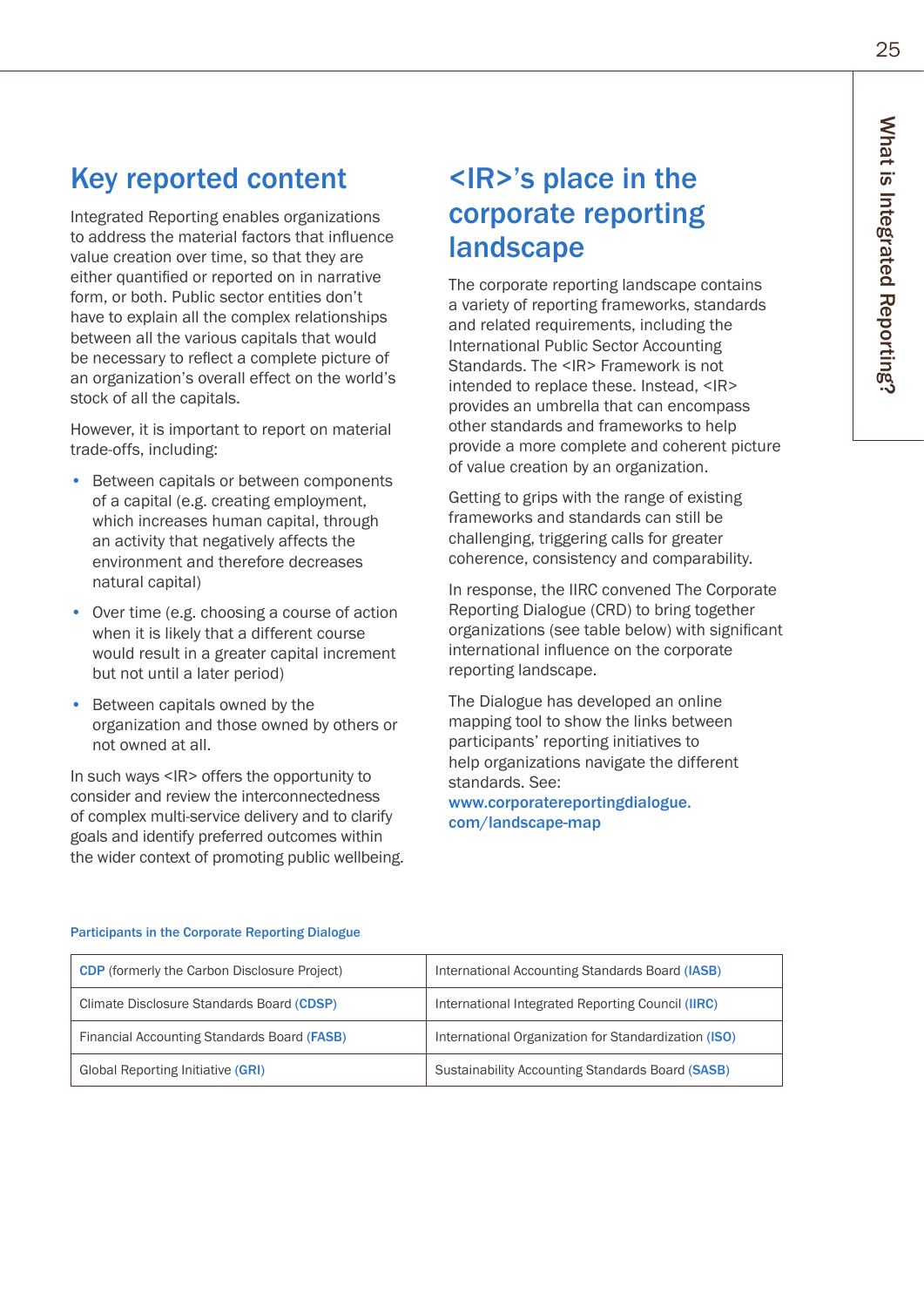## Key reported content

Integrated Reporting enables organizations to address the material factors that influence value creation over time, so that they are either quantified or reported on in narrative form, or both. Public sector entities don't have to explain all the complex relationships between all the various capitals that would be necessary to reflect a complete picture of an organization's overall effect on the world's stock of all the capitals.

However, it is important to report on material trade-offs, including:

- Between capitals or between components of a capital (e.g. creating employment, which increases human capital, through an activity that negatively affects the environment and therefore decreases natural capital)
- Over time (e.g. choosing a course of action when it is likely that a different course would result in a greater capital increment but not until a later period)
- Between capitals owned by the organization and those owned by others or not owned at all.

In such ways <IR> offers the opportunity to consider and review the interconnectedness of complex multi-service delivery and to clarify goals and identify preferred outcomes within the wider context of promoting public wellbeing.

## <IR>'s place in the corporate reporting landscape

The corporate reporting landscape contains a variety of reporting frameworks, standards and related requirements, including the International Public Sector Accounting Standards. The <IR> Framework is not intended to replace these. Instead, <IR> provides an umbrella that can encompass other standards and frameworks to help provide a more complete and coherent picture of value creation by an organization.

Getting to grips with the range of existing frameworks and standards can still be challenging, triggering calls for greater coherence, consistency and comparability.

In response, the IIRC convened The Corporate Reporting Dialogue (CRD) to bring together organizations (see table below) with significant international influence on the corporate reporting landscape.

The Dialogue has developed an online mapping tool to show the links between participants' reporting initiatives to help organizations navigate the different standards. See: **www.corporatereportingdialogue.com/landscape-map**

**Participants in the Corporate Reporting Dialogue**

| | |
|---|---|
| CDP (formerly the Carbon Disclosure Project) | International Accounting Standards Board (IASB) |
| Climate Disclosure Standards Board (CDSP) | International Integrated Reporting Council (IIRC) |
| Financial Accounting Standards Board (FASB) | International Organization for Standardization (ISO) |
| Global Reporting Initiative (GRI) | Sustainability Accounting Standards Board (SASB) |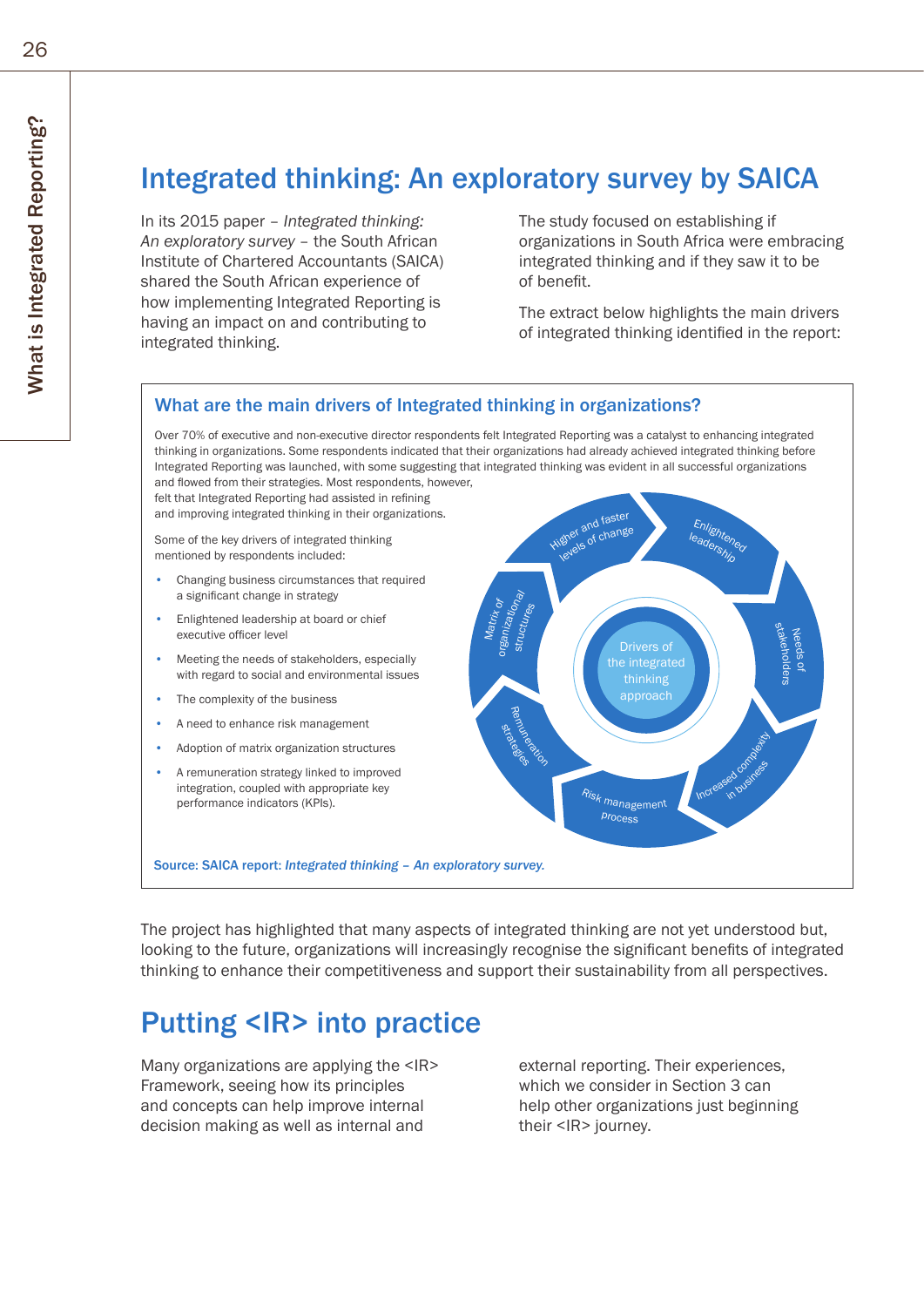## Integrated thinking: An exploratory survey by SAICA

In its 2015 paper – *Integrated thinking: An exploratory survey* – the South African Institute of Chartered Accountants (SAICA) shared the South African experience of how implementing Integrated Reporting is having an impact on and contributing to integrated thinking.

The study focused on establishing if organizations in South Africa were embracing integrated thinking and if they saw it to be of benefit.

The extract below highlights the main drivers of integrated thinking identified in the report:

### What are the main drivers of Integrated thinking in organizations?

Over 70% of executive and non-executive director respondents felt Integrated Reporting was a catalyst to enhancing integrated thinking in organizations. Some respondents indicated that their organizations had already achieved integrated thinking before Integrated Reporting was launched, with some suggesting that integrated thinking was evident in all successful organizations and flowed from their strategies. Most respondents, however, felt that Integrated Reporting had assisted in refining and improving integrated thinking in their organizations.

Some of the key drivers of integrated thinking mentioned by respondents included:

- Changing business circumstances that required a significant change in strategy
- Enlightened leadership at board or chief executive officer level
- Meeting the needs of stakeholders, especially with regard to social and environmental issues
- The complexity of the business
- A need to enhance risk management
- Adoption of matrix organization structures
- A remuneration strategy linked to improved integration, coupled with appropriate key performance indicators (KPIs).

Drivers of the integrated thinking approach: Higher and faster levels of change; Enlightened leadership; Needs of stakeholders; Increased complexity in business; Risk management process; Remuneration strategies; Matrix of organizational structures

Source: SAICA report: *Integrated thinking – An exploratory survey.*

The project has highlighted that many aspects of integrated thinking are not yet understood but, looking to the future, organizations will increasingly recognise the significant benefits of integrated thinking to enhance their competitiveness and support their sustainability from all perspectives.

## Putting <IR> into practice

Many organizations are applying the <IR> Framework, seeing how its principles and concepts can help improve internal decision making as well as internal and external reporting. Their experiences, which we consider in Section 3 can help other organizations just beginning their <IR> journey.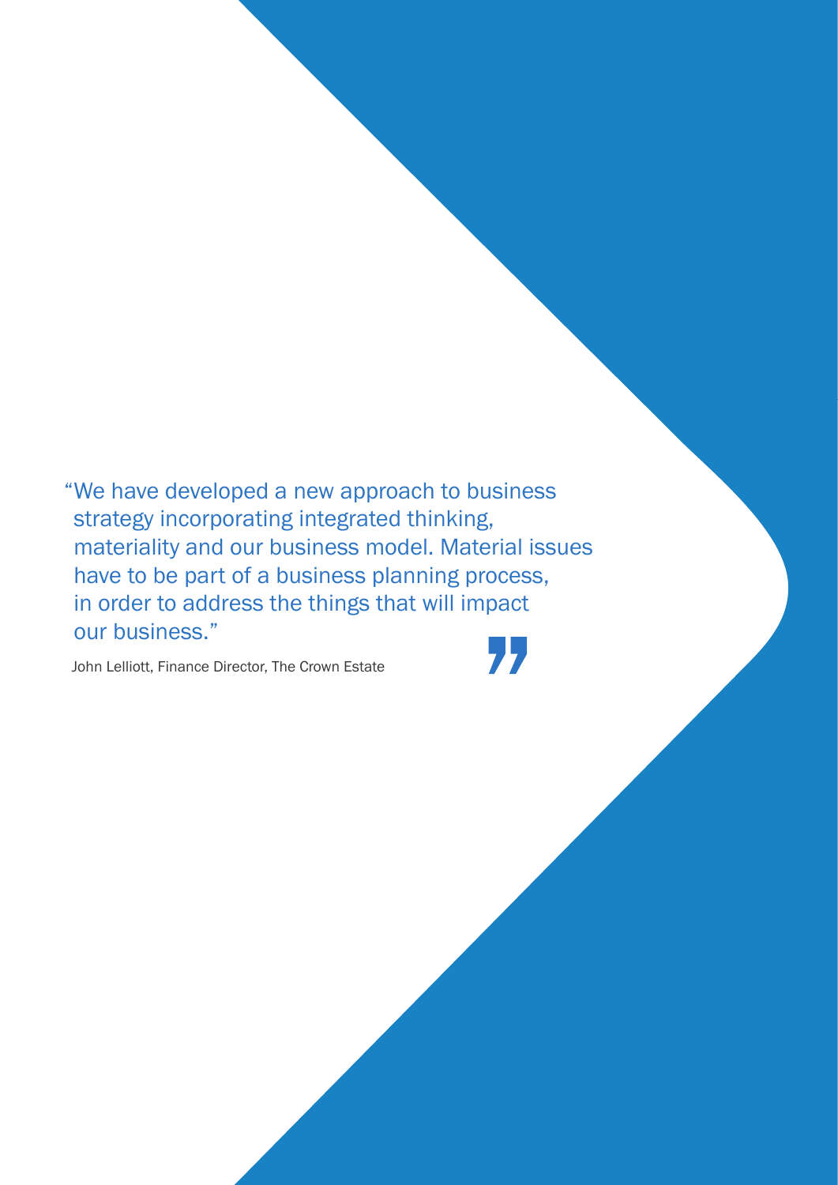> "We have developed a new approach to business strategy incorporating integrated thinking, materiality and our business model. Material issues have to be part of a business planning process, in order to address the things that will impact our business."

John Lelliott, Finance Director, The Crown Estate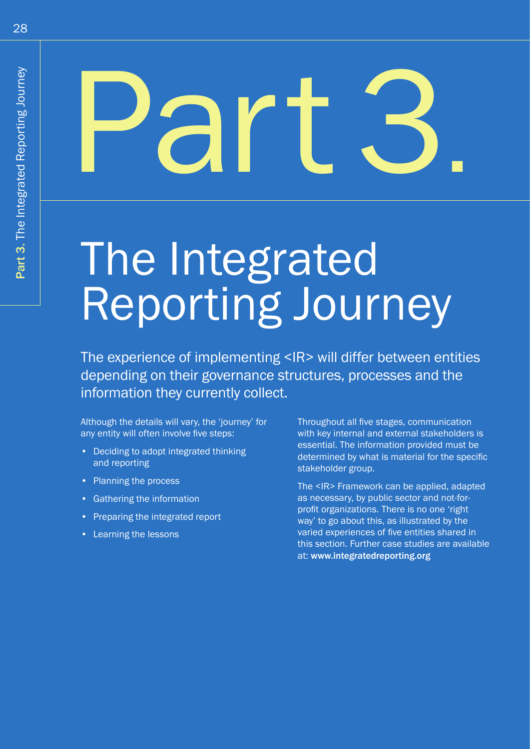# Part 3.

# The Integrated Reporting Journey

The experience of implementing <IR> will differ between entities depending on their governance structures, processes and the information they currently collect.

Although the details will vary, the 'journey' for any entity will often involve five steps:

- Deciding to adopt integrated thinking and reporting
- Planning the process
- Gathering the information
- Preparing the integrated report
- Learning the lessons

Throughout all five stages, communication with key internal and external stakeholders is essential. The information provided must be determined by what is material for the specific stakeholder group.

The <IR> Framework can be applied, adapted as necessary, by public sector and not-for-profit organizations. There is no one 'right way' to go about this, as illustrated by the varied experiences of five entities shared in this section. Further case studies are available at: **www.integratedreporting.org**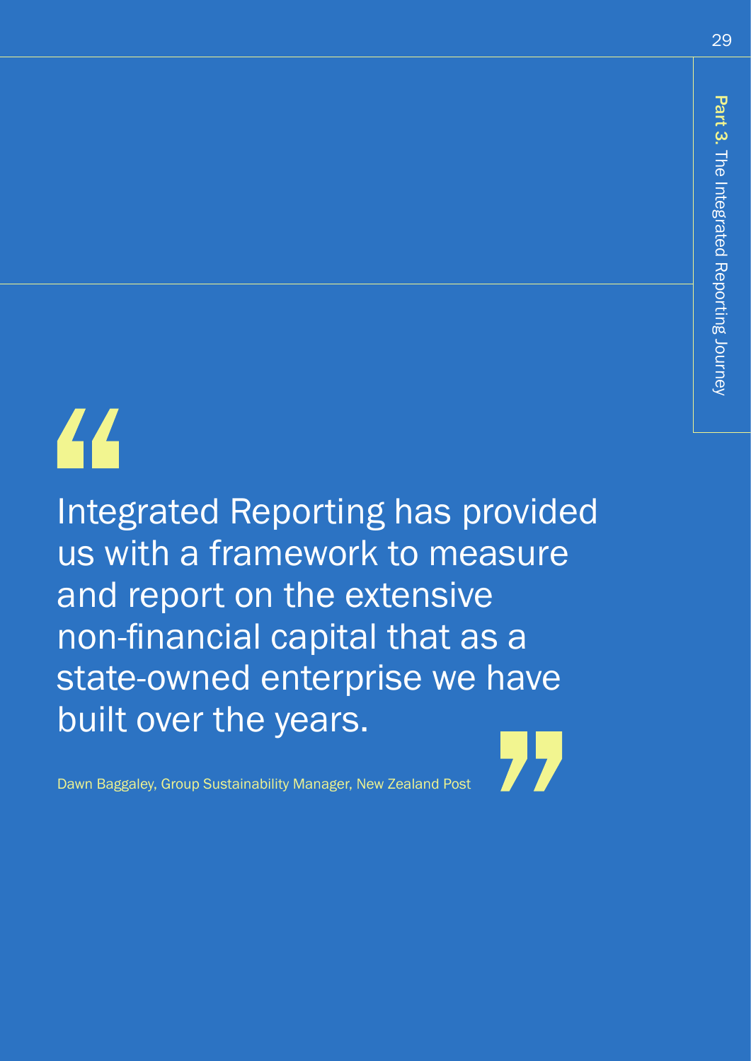> Integrated Reporting has provided us with a framework to measure and report on the extensive non-financial capital that as a state-owned enterprise we have built over the years.

Dawn Baggaley, Group Sustainability Manager, New Zealand Post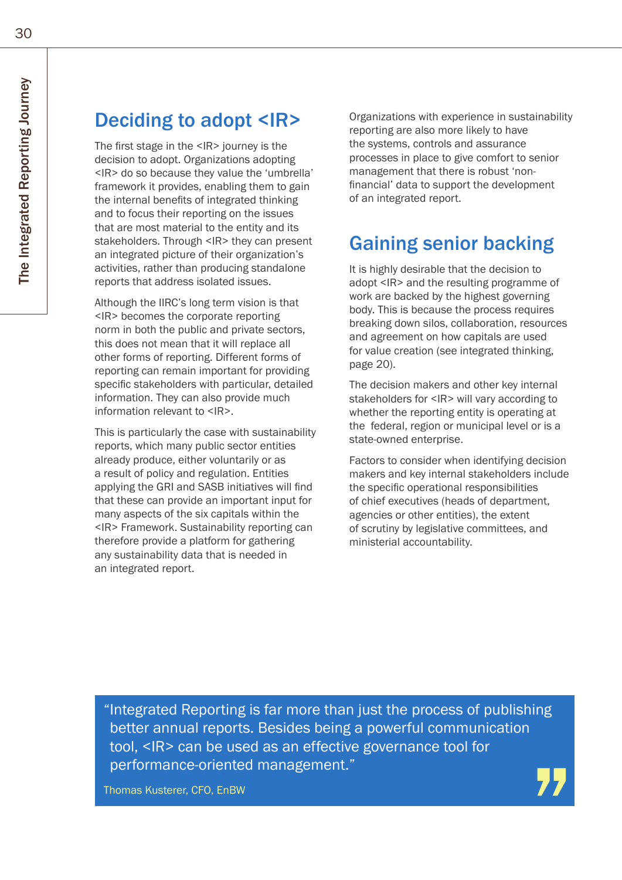## Deciding to adopt <IR>

The first stage in the <IR> journey is the decision to adopt. Organizations adopting <IR> do so because they value the 'umbrella' framework it provides, enabling them to gain the internal benefits of integrated thinking and to focus their reporting on the issues that are most material to the entity and its stakeholders. Through <IR> they can present an integrated picture of their organization's activities, rather than producing standalone reports that address isolated issues.

Although the IIRC's long term vision is that <IR> becomes the corporate reporting norm in both the public and private sectors, this does not mean that it will replace all other forms of reporting. Different forms of reporting can remain important for providing specific stakeholders with particular, detailed information. They can also provide much information relevant to <IR>.

This is particularly the case with sustainability reports, which many public sector entities already produce, either voluntarily or as a result of policy and regulation. Entities applying the GRI and SASB initiatives will find that these can provide an important input for many aspects of the six capitals within the <IR> Framework. Sustainability reporting can therefore provide a platform for gathering any sustainability data that is needed in an integrated report.

Organizations with experience in sustainability reporting are also more likely to have the systems, controls and assurance processes in place to give comfort to senior management that there is robust 'non-financial' data to support the development of an integrated report.

## Gaining senior backing

It is highly desirable that the decision to adopt <IR> and the resulting programme of work are backed by the highest governing body. This is because the process requires breaking down silos, collaboration, resources and agreement on how capitals are used for value creation (see integrated thinking, page 20).

The decision makers and other key internal stakeholders for <IR> will vary according to whether the reporting entity is operating at the federal, region or municipal level or is a state-owned enterprise.

Factors to consider when identifying decision makers and key internal stakeholders include the specific operational responsibilities of chief executives (heads of department, agencies or other entities), the extent of scrutiny by legislative committees, and ministerial accountability.

> "Integrated Reporting is far more than just the process of publishing better annual reports. Besides being a powerful communication tool, <IR> can be used as an effective governance tool for performance-oriented management."
>
> Thomas Kusterer, CFO, EnBW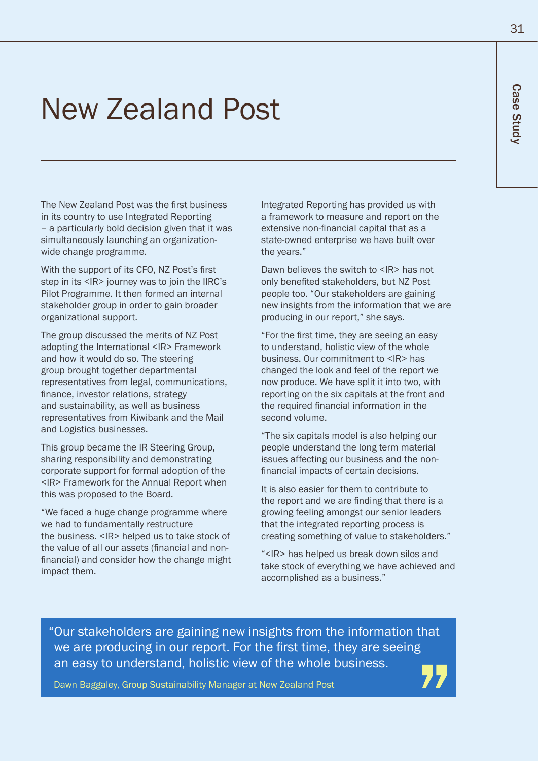# New Zealand Post

The New Zealand Post was the first business in its country to use Integrated Reporting – a particularly bold decision given that it was simultaneously launching an organization-wide change programme.

With the support of its CFO, NZ Post's first step in its <IR> journey was to join the IIRC's Pilot Programme. It then formed an internal stakeholder group in order to gain broader organizational support.

The group discussed the merits of NZ Post adopting the International <IR> Framework and how it would do so. The steering group brought together departmental representatives from legal, communications, finance, investor relations, strategy and sustainability, as well as business representatives from Kiwibank and the Mail and Logistics businesses.

This group became the IR Steering Group, sharing responsibility and demonstrating corporate support for formal adoption of the <IR> Framework for the Annual Report when this was proposed to the Board.

"We faced a huge change programme where we had to fundamentally restructure the business. <IR> helped us to take stock of the value of all our assets (financial and non-financial) and consider how the change might impact them.

Integrated Reporting has provided us with a framework to measure and report on the extensive non-financial capital that as a state-owned enterprise we have built over the years."

Dawn believes the switch to <IR> has not only benefited stakeholders, but NZ Post people too. "Our stakeholders are gaining new insights from the information that we are producing in our report," she says.

"For the first time, they are seeing an easy to understand, holistic view of the whole business. Our commitment to <IR> has changed the look and feel of the report we now produce. We have split it into two, with reporting on the six capitals at the front and the required financial information in the second volume.

"The six capitals model is also helping our people understand the long term material issues affecting our business and the non-financial impacts of certain decisions.

It is also easier for them to contribute to the report and we are finding that there is a growing feeling amongst our senior leaders that the integrated reporting process is creating something of value to stakeholders."

"<IR> has helped us break down silos and take stock of everything we have achieved and accomplished as a business."

> "Our stakeholders are gaining new insights from the information that we are producing in our report. For the first time, they are seeing an easy to understand, holistic view of the whole business."
>
> Dawn Baggaley, Group Sustainability Manager at New Zealand Post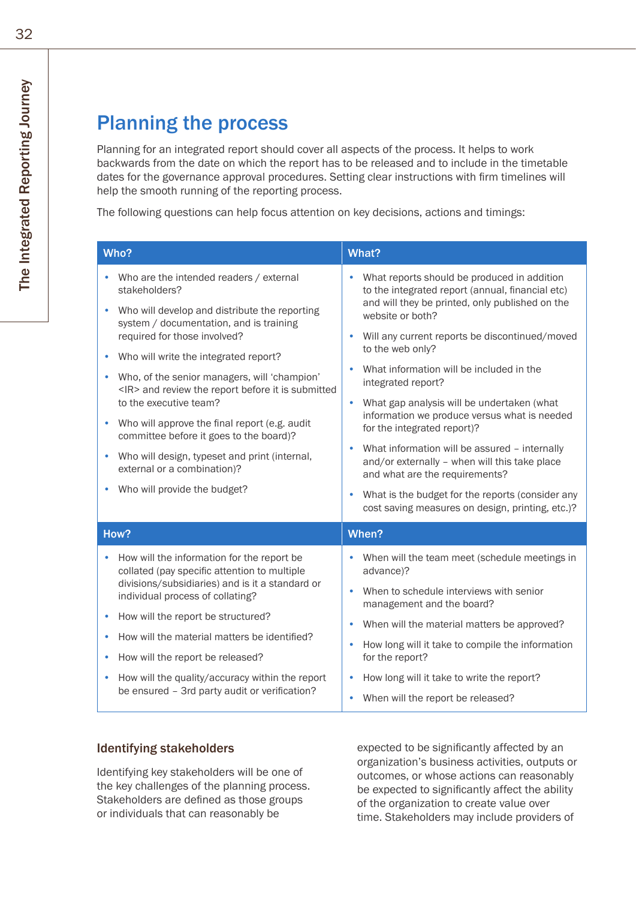## Planning the process

Planning for an integrated report should cover all aspects of the process. It helps to work backwards from the date on which the report has to be released and to include in the timetable dates for the governance approval procedures. Setting clear instructions with firm timelines will help the smooth running of the reporting process.

The following questions can help focus attention on key decisions, actions and timings:

| Who? | What? |
|---|---|
| • Who are the intended readers / external stakeholders?<br>• Who will develop and distribute the reporting system / documentation, and is training required for those involved?<br>• Who will write the integrated report?<br>• Who, of the senior managers, will 'champion' <IR> and review the report before it is submitted to the executive team?<br>• Who will approve the final report (e.g. audit committee before it goes to the board)?<br>• Who will design, typeset and print (internal, external or a combination)?<br>• Who will provide the budget? | • What reports should be produced in addition to the integrated report (annual, financial etc) and will they be printed, only published on the website or both?<br>• Will any current reports be discontinued/moved to the web only?<br>• What information will be included in the integrated report?<br>• What gap analysis will be undertaken (what information we produce versus what is needed for the integrated report)?<br>• What information will be assured – internally and/or externally – when will this take place and what are the requirements?<br>• What is the budget for the reports (consider any cost saving measures on design, printing, etc.)? |
| **How?** | **When?** |
| • How will the information for the report be collated (pay specific attention to multiple divisions/subsidiaries) and is it a standard or individual process of collating?<br>• How will the report be structured?<br>• How will the material matters be identified?<br>• How will the report be released?<br>• How will the quality/accuracy within the report be ensured – 3rd party audit or verification? | • When will the team meet (schedule meetings in advance)?<br>• When to schedule interviews with senior management and the board?<br>• When will the material matters be approved?<br>• How long will it take to compile the information for the report?<br>• How long will it take to write the report?<br>• When will the report be released? |

### Identifying stakeholders

Identifying key stakeholders will be one of the key challenges of the planning process. Stakeholders are defined as those groups or individuals that can reasonably be expected to be significantly affected by an organization's business activities, outputs or outcomes, or whose actions can reasonably be expected to significantly affect the ability of the organization to create value over time. Stakeholders may include providers of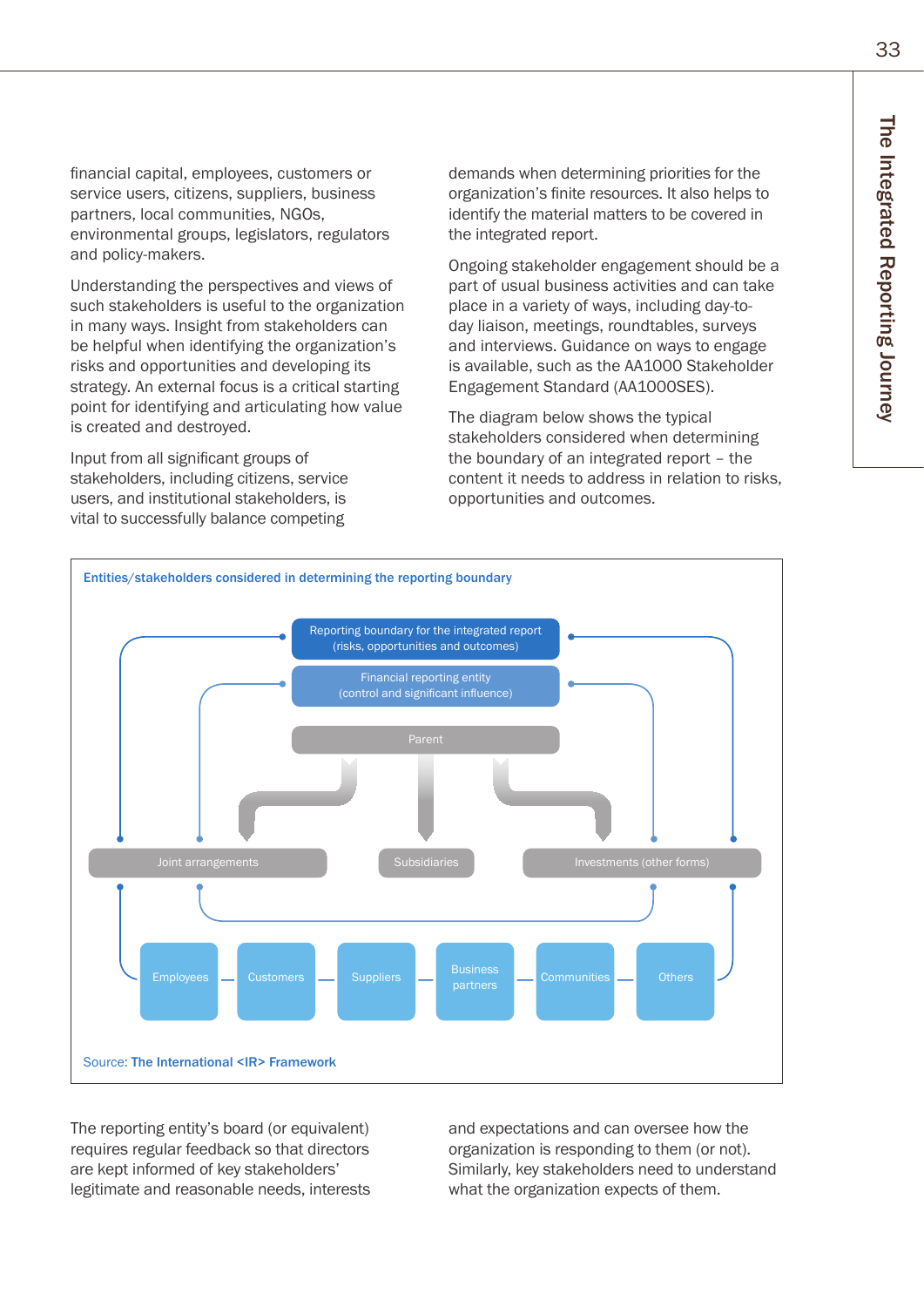financial capital, employees, customers or service users, citizens, suppliers, business partners, local communities, NGOs, environmental groups, legislators, regulators and policy-makers.

Understanding the perspectives and views of such stakeholders is useful to the organization in many ways. Insight from stakeholders can be helpful when identifying the organization's risks and opportunities and developing its strategy. An external focus is a critical starting point for identifying and articulating how value is created and destroyed.

Input from all significant groups of stakeholders, including citizens, service users, and institutional stakeholders, is vital to successfully balance competing demands when determining priorities for the organization's finite resources. It also helps to identify the material matters to be covered in the integrated report.

Ongoing stakeholder engagement should be a part of usual business activities and can take place in a variety of ways, including day-to-day liaison, meetings, roundtables, surveys and interviews. Guidance on ways to engage is available, such as the AA1000 Stakeholder Engagement Standard (AA1000SES).

The diagram below shows the typical stakeholders considered when determining the boundary of an integrated report – the content it needs to address in relation to risks, opportunities and outcomes.

**Entities/stakeholders considered in determining the reporting boundary**

- Reporting boundary for the integrated report (risks, opportunities and outcomes)
- Financial reporting entity (control and significant influence)
- Parent
- Joint arrangements
- Subsidiaries
- Investments (other forms)
- Employees
- Customers
- Suppliers
- Business partners
- Communities
- Others

Source: **The International <IR> Framework**

The reporting entity's board (or equivalent) requires regular feedback so that directors are kept informed of key stakeholders' legitimate and reasonable needs, interests and expectations and can oversee how the organization is responding to them (or not). Similarly, key stakeholders need to understand what the organization expects of them.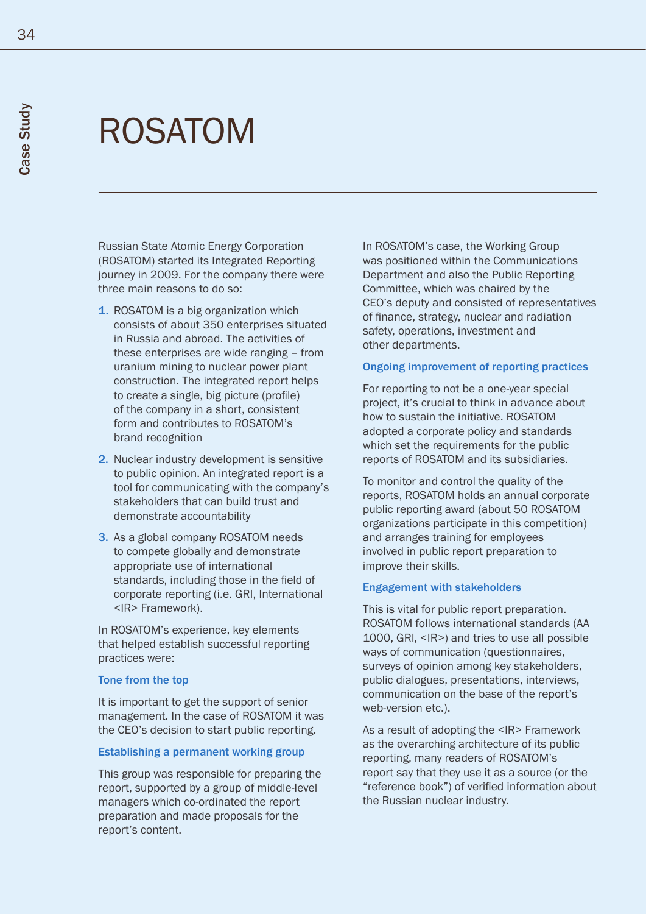# ROSATOM

Russian State Atomic Energy Corporation (ROSATOM) started its Integrated Reporting journey in 2009. For the company there were three main reasons to do so:

1. ROSATOM is a big organization which consists of about 350 enterprises situated in Russia and abroad. The activities of these enterprises are wide ranging – from uranium mining to nuclear power plant construction. The integrated report helps to create a single, big picture (profile) of the company in a short, consistent form and contributes to ROSATOM's brand recognition
2. Nuclear industry development is sensitive to public opinion. An integrated report is a tool for communicating with the company's stakeholders that can build trust and demonstrate accountability
3. As a global company ROSATOM needs to compete globally and demonstrate appropriate use of international standards, including those in the field of corporate reporting (i.e. GRI, International <IR> Framework).

In ROSATOM's experience, key elements that helped establish successful reporting practices were:

### Tone from the top

It is important to get the support of senior management. In the case of ROSATOM it was the CEO's decision to start public reporting.

### Establishing a permanent working group

This group was responsible for preparing the report, supported by a group of middle-level managers which co-ordinated the report preparation and made proposals for the report's content.

In ROSATOM's case, the Working Group was positioned within the Communications Department and also the Public Reporting Committee, which was chaired by the CEO's deputy and consisted of representatives of finance, strategy, nuclear and radiation safety, operations, investment and other departments.

### Ongoing improvement of reporting practices

For reporting to not be a one-year special project, it's crucial to think in advance about how to sustain the initiative. ROSATOM adopted a corporate policy and standards which set the requirements for the public reports of ROSATOM and its subsidiaries.

To monitor and control the quality of the reports, ROSATOM holds an annual corporate public reporting award (about 50 ROSATOM organizations participate in this competition) and arranges training for employees involved in public report preparation to improve their skills.

### Engagement with stakeholders

This is vital for public report preparation. ROSATOM follows international standards (AA 1000, GRI, <IR>) and tries to use all possible ways of communication (questionnaires, surveys of opinion among key stakeholders, public dialogues, presentations, interviews, communication on the base of the report's web-version etc.).

As a result of adopting the <IR> Framework as the overarching architecture of its public reporting, many readers of ROSATOM's report say that they use it as a source (or the "reference book") of verified information about the Russian nuclear industry.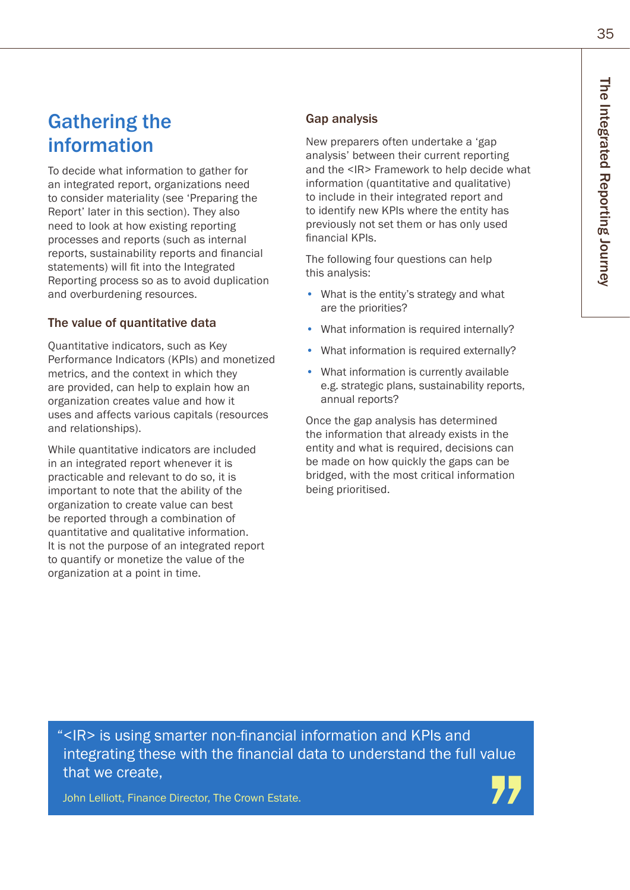## Gathering the information

To decide what information to gather for an integrated report, organizations need to consider materiality (see 'Preparing the Report' later in this section). They also need to look at how existing reporting processes and reports (such as internal reports, sustainability reports and financial statements) will fit into the Integrated Reporting process so as to avoid duplication and overburdening resources.

### The value of quantitative data

Quantitative indicators, such as Key Performance Indicators (KPIs) and monetized metrics, and the context in which they are provided, can help to explain how an organization creates value and how it uses and affects various capitals (resources and relationships).

While quantitative indicators are included in an integrated report whenever it is practicable and relevant to do so, it is important to note that the ability of the organization to create value can best be reported through a combination of quantitative and qualitative information. It is not the purpose of an integrated report to quantify or monetize the value of the organization at a point in time.

### Gap analysis

New preparers often undertake a 'gap analysis' between their current reporting and the <IR> Framework to help decide what information (quantitative and qualitative) to include in their integrated report and to identify new KPIs where the entity has previously not set them or has only used financial KPIs.

The following four questions can help this analysis:

- What is the entity's strategy and what are the priorities?
- What information is required internally?
- What information is required externally?
- What information is currently available e.g. strategic plans, sustainability reports, annual reports?

Once the gap analysis has determined the information that already exists in the entity and what is required, decisions can be made on how quickly the gaps can be bridged, with the most critical information being prioritised.

> "<IR> is using smarter non-financial information and KPIs and integrating these with the financial data to understand the full value that we create,
>
> John Lelliott, Finance Director, The Crown Estate.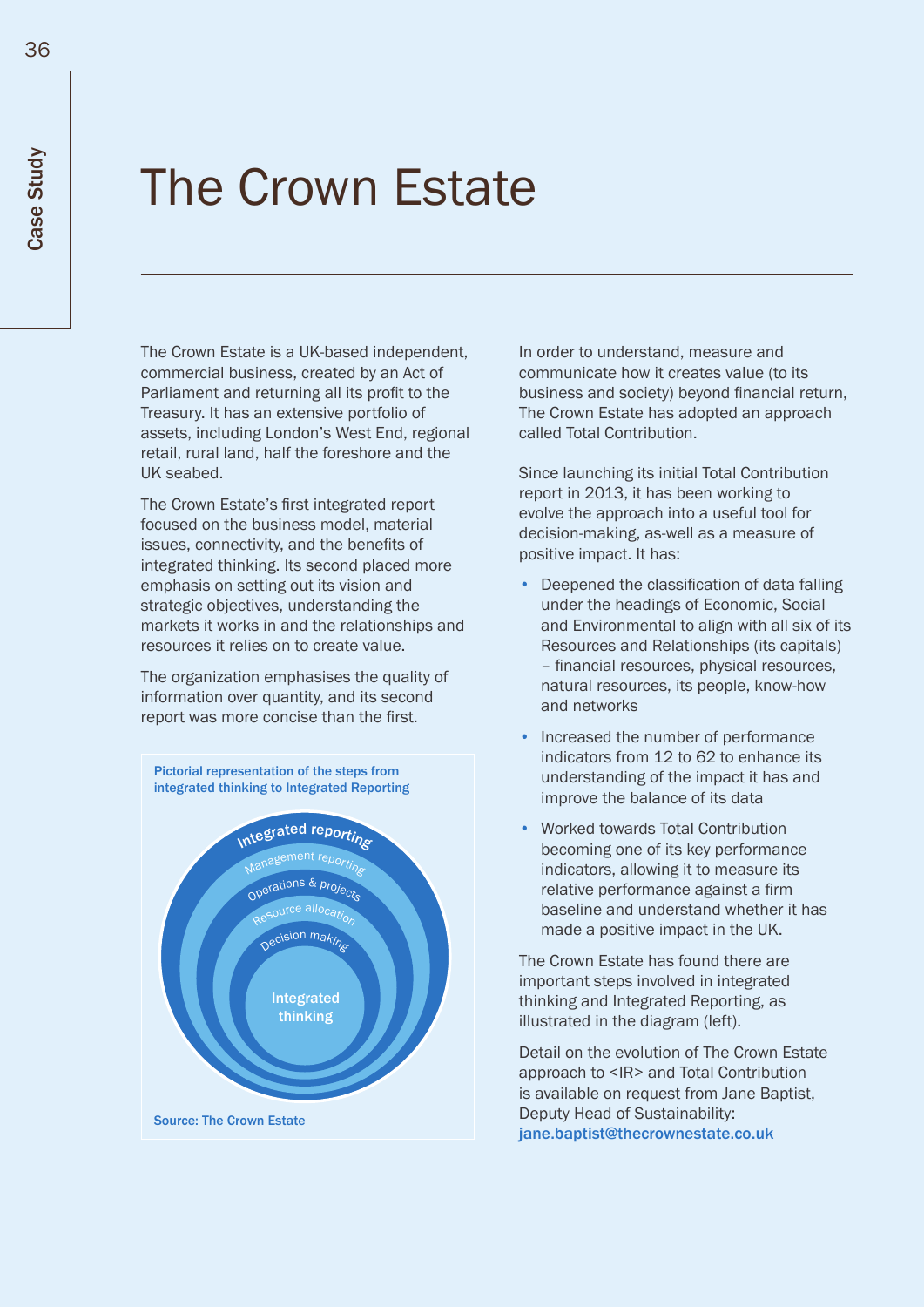# The Crown Estate

The Crown Estate is a UK-based independent, commercial business, created by an Act of Parliament and returning all its profit to the Treasury. It has an extensive portfolio of assets, including London's West End, regional retail, rural land, half the foreshore and the UK seabed.

The Crown Estate's first integrated report focused on the business model, material issues, connectivity, and the benefits of integrated thinking. Its second placed more emphasis on setting out its vision and strategic objectives, understanding the markets it works in and the relationships and resources it relies on to create value.

The organization emphasises the quality of information over quantity, and its second report was more concise than the first.

Pictorial representation of the steps from integrated thinking to Integrated Reporting

Integrated reporting
Management reporting
Operations & projects
Resource allocation
Decision making
Integrated thinking

Source: The Crown Estate

In order to understand, measure and communicate how it creates value (to its business and society) beyond financial return, The Crown Estate has adopted an approach called Total Contribution.

Since launching its initial Total Contribution report in 2013, it has been working to evolve the approach into a useful tool for decision-making, as-well as a measure of positive impact. It has:

- Deepened the classification of data falling under the headings of Economic, Social and Environmental to align with all six of its Resources and Relationships (its capitals) – financial resources, physical resources, natural resources, its people, know-how and networks
- Increased the number of performance indicators from 12 to 62 to enhance its understanding of the impact it has and improve the balance of its data
- Worked towards Total Contribution becoming one of its key performance indicators, allowing it to measure its relative performance against a firm baseline and understand whether it has made a positive impact in the UK.

The Crown Estate has found there are important steps involved in integrated thinking and Integrated Reporting, as illustrated in the diagram (left).

Detail on the evolution of The Crown Estate approach to <IR> and Total Contribution is available on request from Jane Baptist, Deputy Head of Sustainability: jane.baptist@thecrownestate.co.uk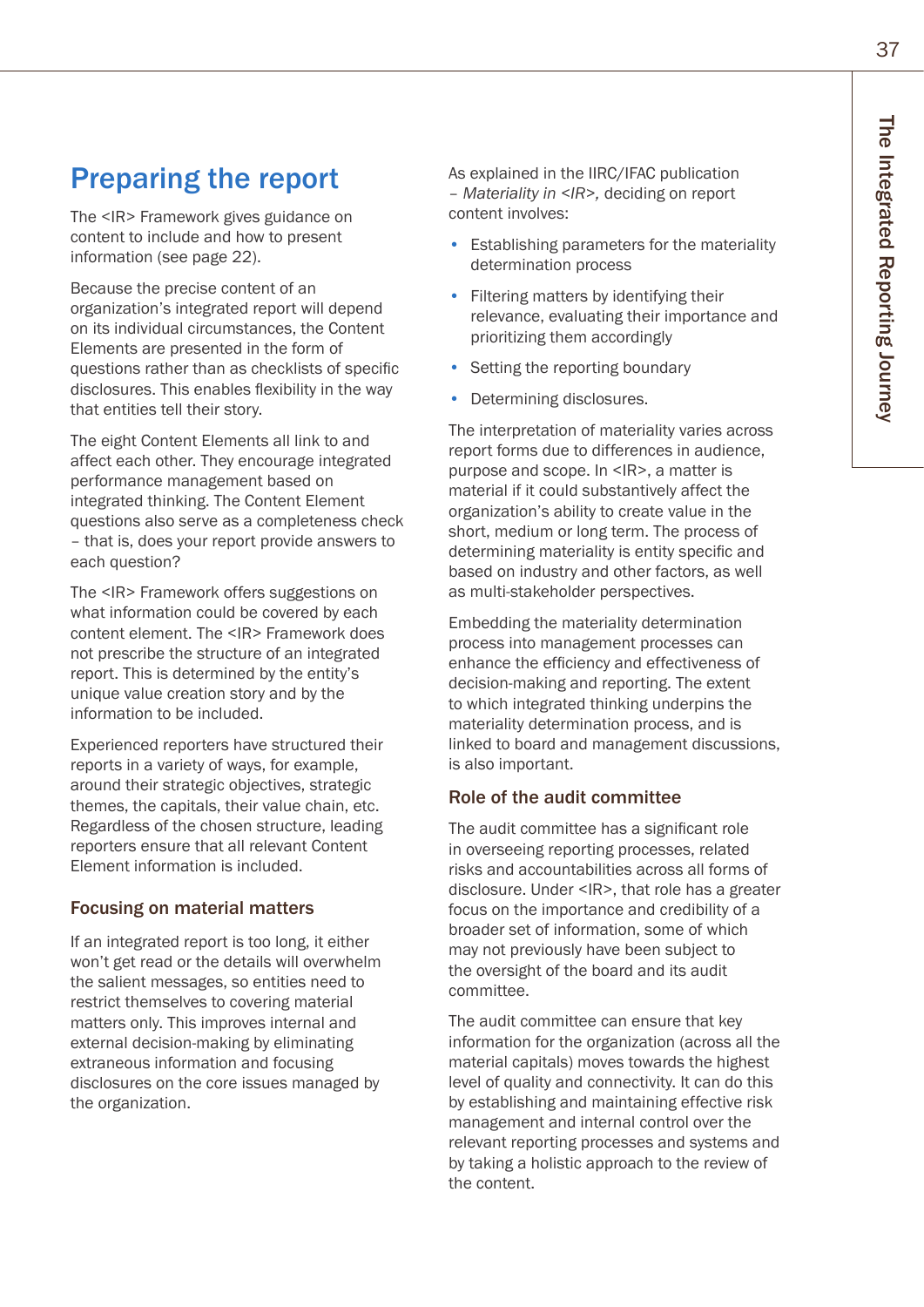# Preparing the report

The <IR> Framework gives guidance on content to include and how to present information (see page 22).

Because the precise content of an organization's integrated report will depend on its individual circumstances, the Content Elements are presented in the form of questions rather than as checklists of specific disclosures. This enables flexibility in the way that entities tell their story.

The eight Content Elements all link to and affect each other. They encourage integrated performance management based on integrated thinking. The Content Element questions also serve as a completeness check – that is, does your report provide answers to each question?

The <IR> Framework offers suggestions on what information could be covered by each content element. The <IR> Framework does not prescribe the structure of an integrated report. This is determined by the entity's unique value creation story and by the information to be included.

Experienced reporters have structured their reports in a variety of ways, for example, around their strategic objectives, strategic themes, the capitals, their value chain, etc. Regardless of the chosen structure, leading reporters ensure that all relevant Content Element information is included.

## Focusing on material matters

If an integrated report is too long, it either won't get read or the details will overwhelm the salient messages, so entities need to restrict themselves to covering material matters only. This improves internal and external decision-making by eliminating extraneous information and focusing disclosures on the core issues managed by the organization.

As explained in the IIRC/IFAC publication – *Materiality in <IR>*, deciding on report content involves:

- Establishing parameters for the materiality determination process
- Filtering matters by identifying their relevance, evaluating their importance and prioritizing them accordingly
- Setting the reporting boundary
- Determining disclosures.

The interpretation of materiality varies across report forms due to differences in audience, purpose and scope. In <IR>, a matter is material if it could substantively affect the organization's ability to create value in the short, medium or long term. The process of determining materiality is entity specific and based on industry and other factors, as well as multi-stakeholder perspectives.

Embedding the materiality determination process into management processes can enhance the efficiency and effectiveness of decision-making and reporting. The extent to which integrated thinking underpins the materiality determination process, and is linked to board and management discussions, is also important.

## Role of the audit committee

The audit committee has a significant role in overseeing reporting processes, related risks and accountabilities across all forms of disclosure. Under <IR>, that role has a greater focus on the importance and credibility of a broader set of information, some of which may not previously have been subject to the oversight of the board and its audit committee.

The audit committee can ensure that key information for the organization (across all the material capitals) moves towards the highest level of quality and connectivity. It can do this by establishing and maintaining effective risk management and internal control over the relevant reporting processes and systems and by taking a holistic approach to the review of the content.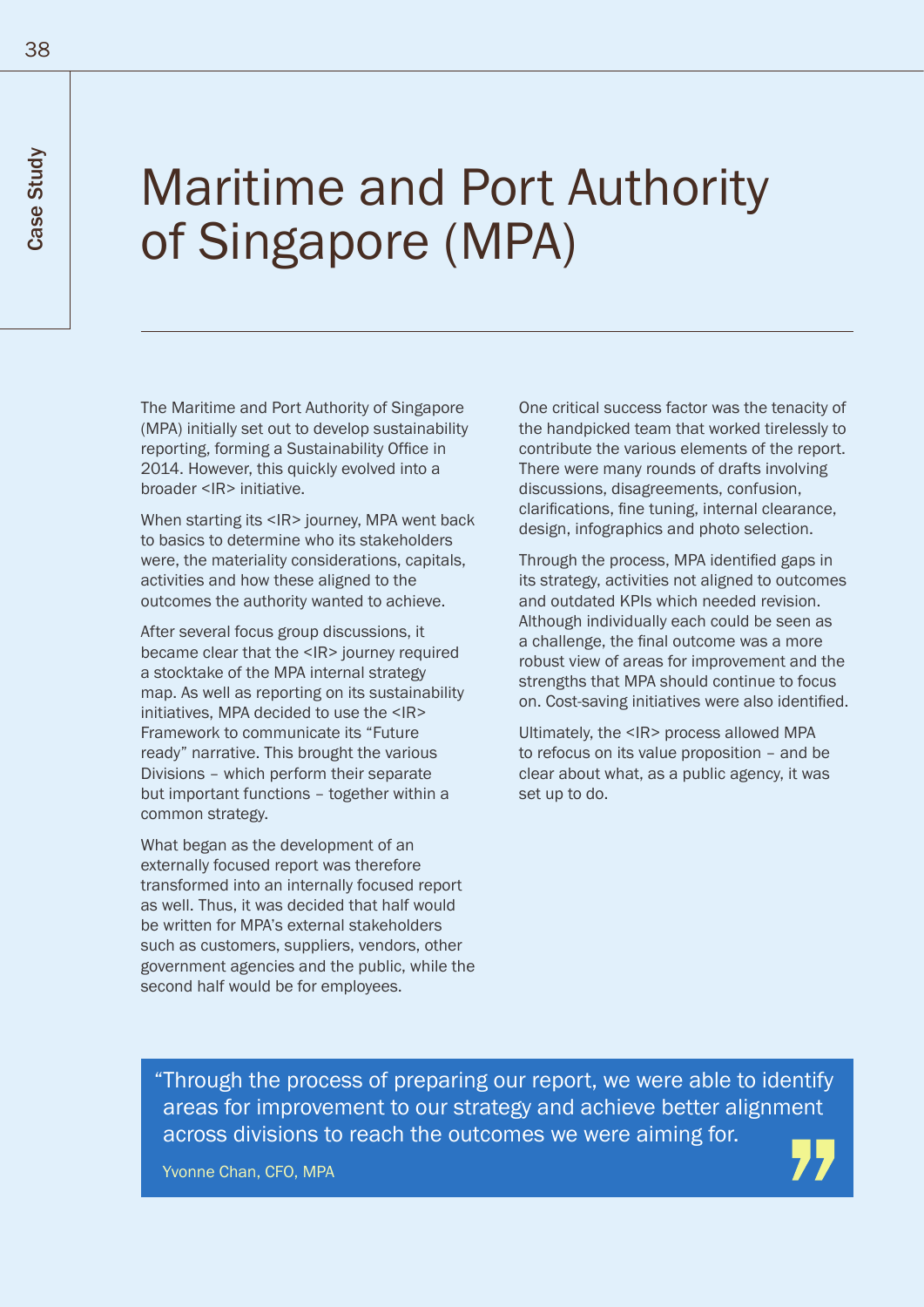Case Study

# Maritime and Port Authority of Singapore (MPA)

The Maritime and Port Authority of Singapore (MPA) initially set out to develop sustainability reporting, forming a Sustainability Office in 2014. However, this quickly evolved into a broader <IR> initiative.

When starting its <IR> journey, MPA went back to basics to determine who its stakeholders were, the materiality considerations, capitals, activities and how these aligned to the outcomes the authority wanted to achieve.

After several focus group discussions, it became clear that the <IR> journey required a stocktake of the MPA internal strategy map. As well as reporting on its sustainability initiatives, MPA decided to use the <IR> Framework to communicate its "Future ready" narrative. This brought the various Divisions – which perform their separate but important functions – together within a common strategy.

What began as the development of an externally focused report was therefore transformed into an internally focused report as well. Thus, it was decided that half would be written for MPA's external stakeholders such as customers, suppliers, vendors, other government agencies and the public, while the second half would be for employees.

One critical success factor was the tenacity of the handpicked team that worked tirelessly to contribute the various elements of the report. There were many rounds of drafts involving discussions, disagreements, confusion, clarifications, fine tuning, internal clearance, design, infographics and photo selection.

Through the process, MPA identified gaps in its strategy, activities not aligned to outcomes and outdated KPIs which needed revision. Although individually each could be seen as a challenge, the final outcome was a more robust view of areas for improvement and the strengths that MPA should continue to focus on. Cost-saving initiatives were also identified.

Ultimately, the <IR> process allowed MPA to refocus on its value proposition – and be clear about what, as a public agency, it was set up to do.

> "Through the process of preparing our report, we were able to identify areas for improvement to our strategy and achieve better alignment across divisions to reach the outcomes we were aiming for.
>
> Yvonne Chan, CFO, MPA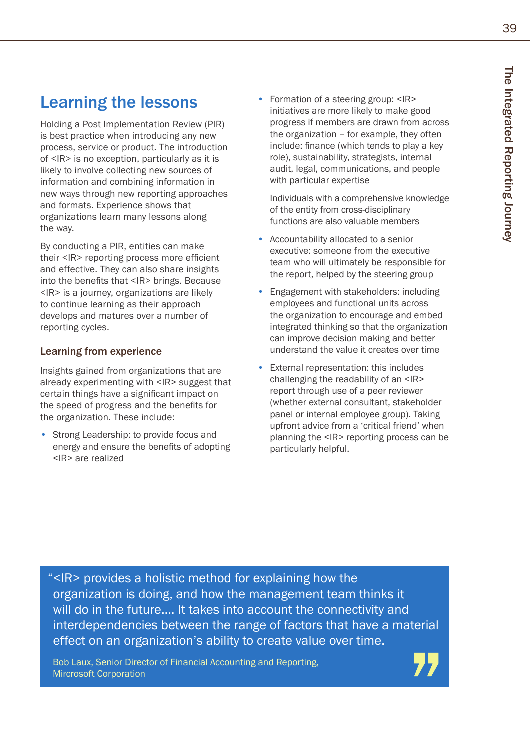## Learning the lessons

Holding a Post Implementation Review (PIR) is best practice when introducing any new process, service or product. The introduction of <IR> is no exception, particularly as it is likely to involve collecting new sources of information and combining information in new ways through new reporting approaches and formats. Experience shows that organizations learn many lessons along the way.

By conducting a PIR, entities can make their <IR> reporting process more efficient and effective. They can also share insights into the benefits that <IR> brings. Because <IR> is a journey, organizations are likely to continue learning as their approach develops and matures over a number of reporting cycles.

### Learning from experience

Insights gained from organizations that are already experimenting with <IR> suggest that certain things have a significant impact on the speed of progress and the benefits for the organization. These include:

- Strong Leadership: to provide focus and energy and ensure the benefits of adopting <IR> are realized
- Formation of a steering group: <IR> initiatives are more likely to make good progress if members are drawn from across the organization – for example, they often include: finance (which tends to play a key role), sustainability, strategists, internal audit, legal, communications, and people with particular expertise

  Individuals with a comprehensive knowledge of the entity from cross-disciplinary functions are also valuable members
- Accountability allocated to a senior executive: someone from the executive team who will ultimately be responsible for the report, helped by the steering group
- Engagement with stakeholders: including employees and functional units across the organization to encourage and embed integrated thinking so that the organization can improve decision making and better understand the value it creates over time
- External representation: this includes challenging the readability of an <IR> report through use of a peer reviewer (whether external consultant, stakeholder panel or internal employee group). Taking upfront advice from a 'critical friend' when planning the <IR> reporting process can be particularly helpful.

> "<IR> provides a holistic method for explaining how the organization is doing, and how the management team thinks it will do in the future.... It takes into account the connectivity and interdependencies between the range of factors that have a material effect on an organization's ability to create value over time.
>
> Bob Laux, Senior Director of Financial Accounting and Reporting, Mircrosoft Corporation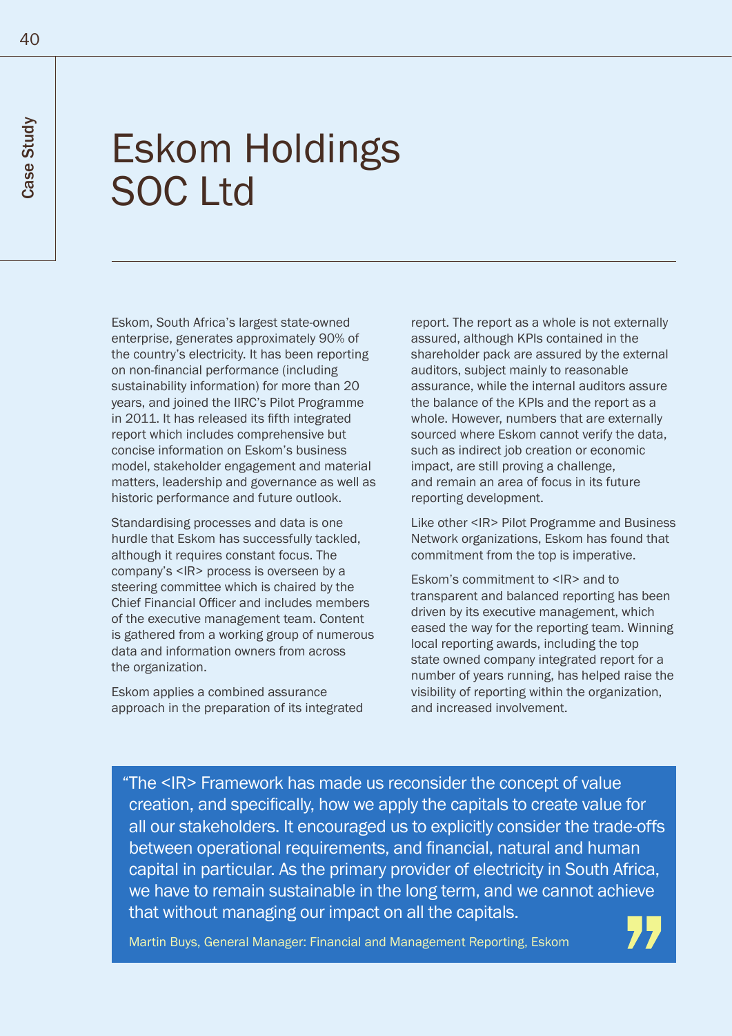Case Study

# Eskom Holdings SOC Ltd

Eskom, South Africa's largest state-owned enterprise, generates approximately 90% of the country's electricity. It has been reporting on non-financial performance (including sustainability information) for more than 20 years, and joined the IIRC's Pilot Programme in 2011. It has released its fifth integrated report which includes comprehensive but concise information on Eskom's business model, stakeholder engagement and material matters, leadership and governance as well as historic performance and future outlook.

Standardising processes and data is one hurdle that Eskom has successfully tackled, although it requires constant focus. The company's <IR> process is overseen by a steering committee which is chaired by the Chief Financial Officer and includes members of the executive management team. Content is gathered from a working group of numerous data and information owners from across the organization.

Eskom applies a combined assurance approach in the preparation of its integrated report. The report as a whole is not externally assured, although KPIs contained in the shareholder pack are assured by the external auditors, subject mainly to reasonable assurance, while the internal auditors assure the balance of the KPIs and the report as a whole. However, numbers that are externally sourced where Eskom cannot verify the data, such as indirect job creation or economic impact, are still proving a challenge, and remain an area of focus in its future reporting development.

Like other <IR> Pilot Programme and Business Network organizations, Eskom has found that commitment from the top is imperative.

Eskom's commitment to <IR> and to transparent and balanced reporting has been driven by its executive management, which eased the way for the reporting team. Winning local reporting awards, including the top state owned company integrated report for a number of years running, has helped raise the visibility of reporting within the organization, and increased involvement.

> "The <IR> Framework has made us reconsider the concept of value creation, and specifically, how we apply the capitals to create value for all our stakeholders. It encouraged us to explicitly consider the trade-offs between operational requirements, and financial, natural and human capital in particular. As the primary provider of electricity in South Africa, we have to remain sustainable in the long term, and we cannot achieve that without managing our impact on all the capitals.
>
> Martin Buys, General Manager: Financial and Management Reporting, Eskom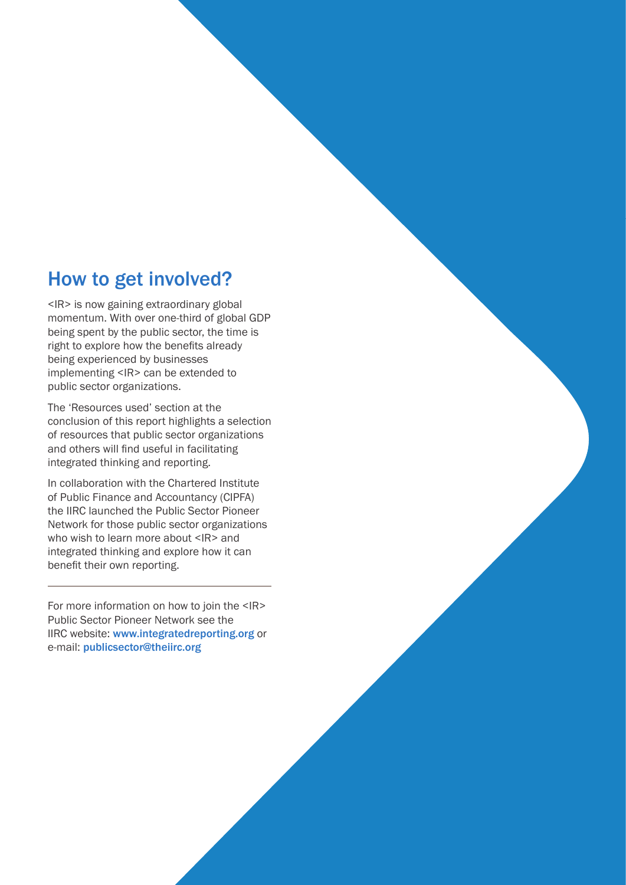## How to get involved?

<IR> is now gaining extraordinary global momentum. With over one-third of global GDP being spent by the public sector, the time is right to explore how the benefits already being experienced by businesses implementing <IR> can be extended to public sector organizations.

The 'Resources used' section at the conclusion of this report highlights a selection of resources that public sector organizations and others will find useful in facilitating integrated thinking and reporting.

In collaboration with the Chartered Institute of Public Finance and Accountancy (CIPFA) the IIRC launched the Public Sector Pioneer Network for those public sector organizations who wish to learn more about <IR> and integrated thinking and explore how it can benefit their own reporting.

---

For more information on how to join the <IR> Public Sector Pioneer Network see the IIRC website: www.integratedreporting.org or e-mail: publicsector@theiirc.org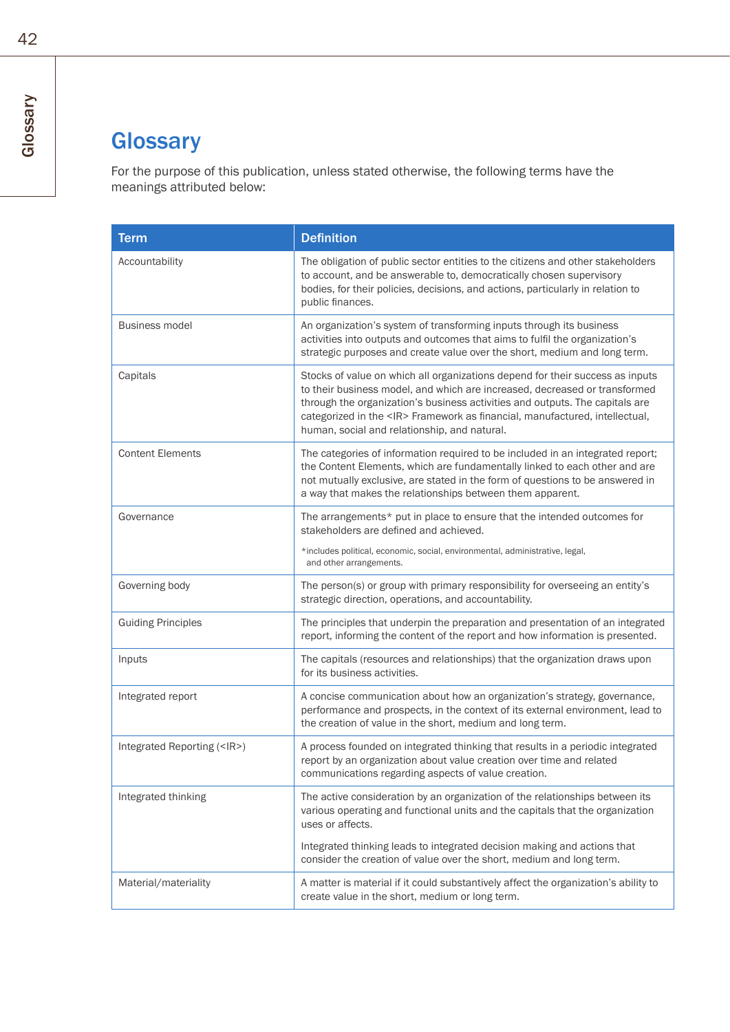# Glossary

For the purpose of this publication, unless stated otherwise, the following terms have the meanings attributed below:

| Term | Definition |
|---|---|
| Accountability | The obligation of public sector entities to the citizens and other stakeholders to account, and be answerable to, democratically chosen supervisory bodies, for their policies, decisions, and actions, particularly in relation to public finances. |
| Business model | An organization's system of transforming inputs through its business activities into outputs and outcomes that aims to fulfil the organization's strategic purposes and create value over the short, medium and long term. |
| Capitals | Stocks of value on which all organizations depend for their success as inputs to their business model, and which are increased, decreased or transformed through the organization's business activities and outputs. The capitals are categorized in the <IR> Framework as financial, manufactured, intellectual, human, social and relationship, and natural. |
| Content Elements | The categories of information required to be included in an integrated report; the Content Elements, which are fundamentally linked to each other and are not mutually exclusive, are stated in the form of questions to be answered in a way that makes the relationships between them apparent. |
| Governance | The arrangements* put in place to ensure that the intended outcomes for stakeholders are defined and achieved.<br><br>*includes political, economic, social, environmental, administrative, legal, and other arrangements. |
| Governing body | The person(s) or group with primary responsibility for overseeing an entity's strategic direction, operations, and accountability. |
| Guiding Principles | The principles that underpin the preparation and presentation of an integrated report, informing the content of the report and how information is presented. |
| Inputs | The capitals (resources and relationships) that the organization draws upon for its business activities. |
| Integrated report | A concise communication about how an organization's strategy, governance, performance and prospects, in the context of its external environment, lead to the creation of value in the short, medium and long term. |
| Integrated Reporting (<IR>) | A process founded on integrated thinking that results in a periodic integrated report by an organization about value creation over time and related communications regarding aspects of value creation. |
| Integrated thinking | The active consideration by an organization of the relationships between its various operating and functional units and the capitals that the organization uses or affects.<br><br>Integrated thinking leads to integrated decision making and actions that consider the creation of value over the short, medium and long term. |
| Material/materiality | A matter is material if it could substantively affect the organization's ability to create value in the short, medium or long term. |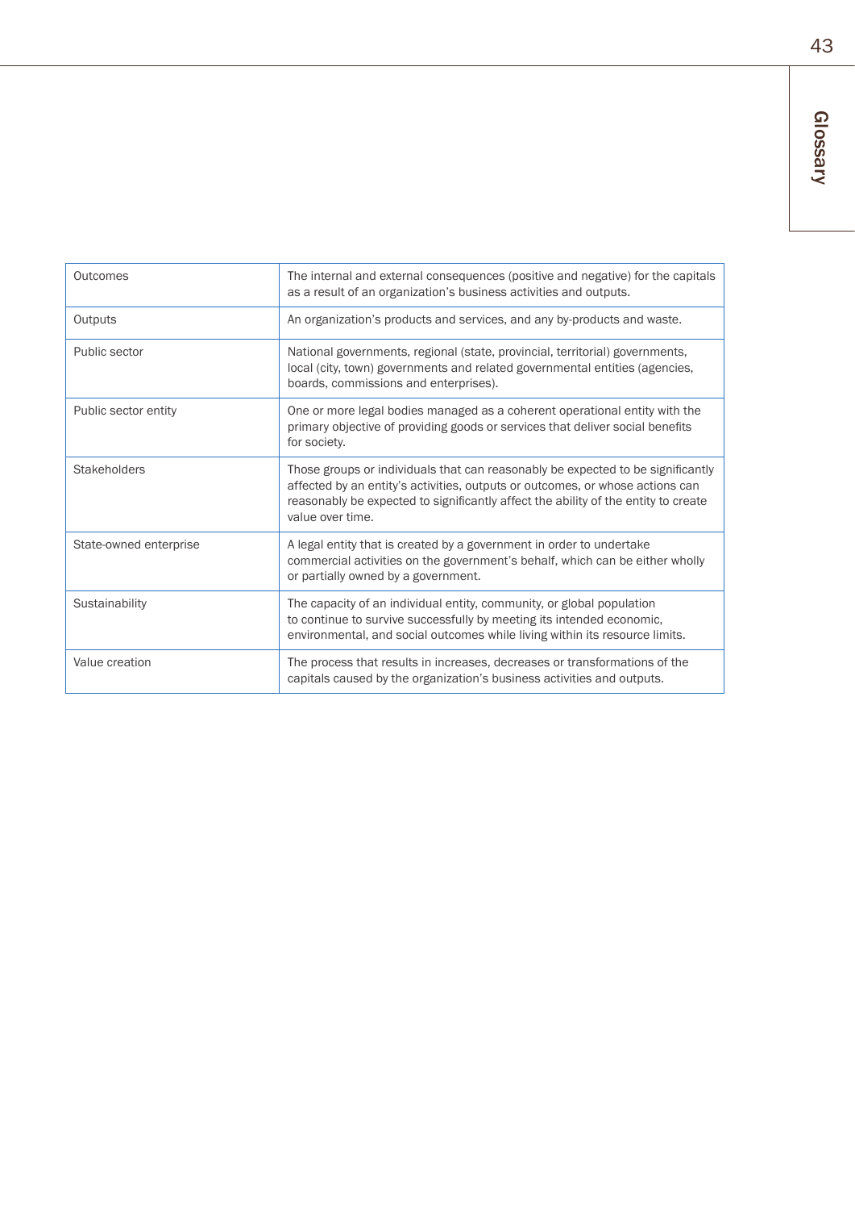| | |
|---|---|
| Outcomes | The internal and external consequences (positive and negative) for the capitals as a result of an organization's business activities and outputs. |
| Outputs | An organization's products and services, and any by-products and waste. |
| Public sector | National governments, regional (state, provincial, territorial) governments, local (city, town) governments and related governmental entities (agencies, boards, commissions and enterprises). |
| Public sector entity | One or more legal bodies managed as a coherent operational entity with the primary objective of providing goods or services that deliver social benefits for society. |
| Stakeholders | Those groups or individuals that can reasonably be expected to be significantly affected by an entity's activities, outputs or outcomes, or whose actions can reasonably be expected to significantly affect the ability of the entity to create value over time. |
| State-owned enterprise | A legal entity that is created by a government in order to undertake commercial activities on the government's behalf, which can be either wholly or partially owned by a government. |
| Sustainability | The capacity of an individual entity, community, or global population to continue to survive successfully by meeting its intended economic, environmental, and social outcomes while living within its resource limits. |
| Value creation | The process that results in increases, decreases or transformations of the capitals caused by the organization's business activities and outputs. |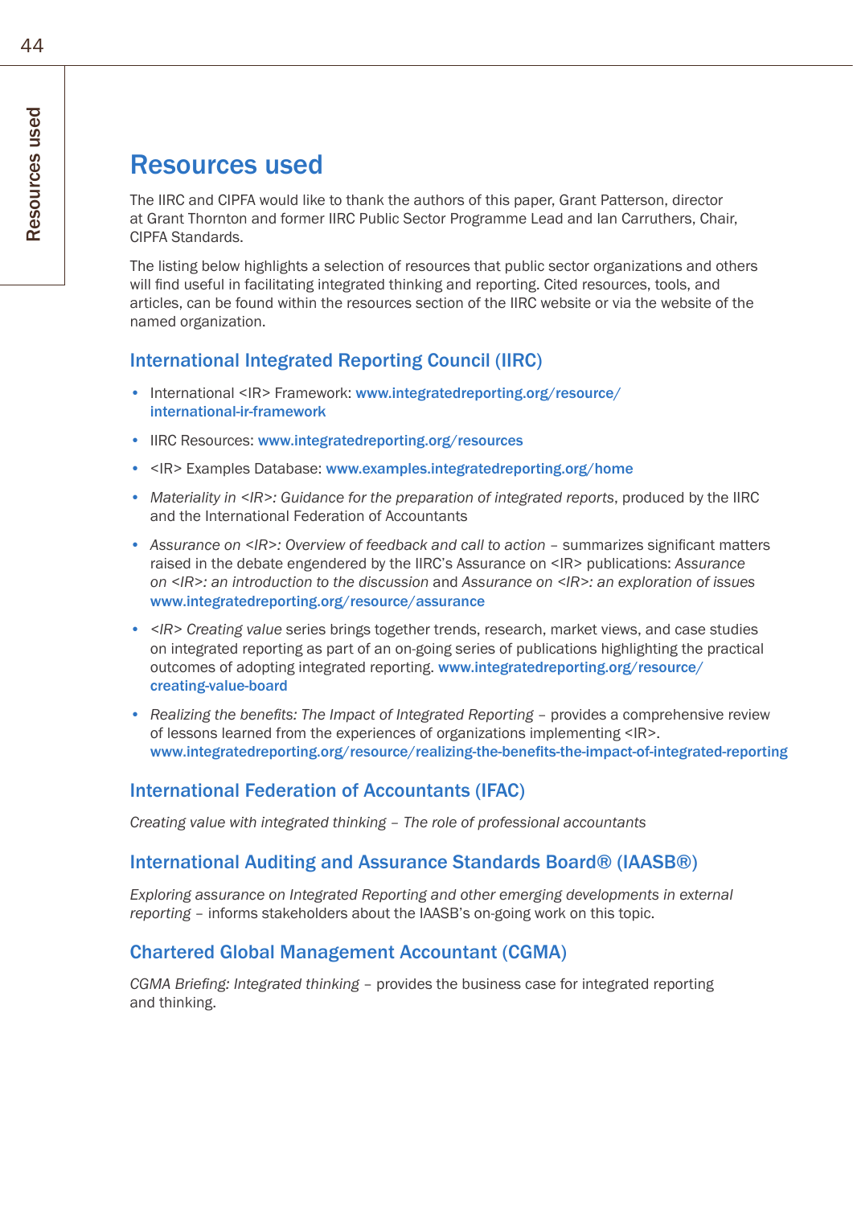# Resources used

The IIRC and CIPFA would like to thank the authors of this paper, Grant Patterson, director at Grant Thornton and former IIRC Public Sector Programme Lead and Ian Carruthers, Chair, CIPFA Standards.

The listing below highlights a selection of resources that public sector organizations and others will find useful in facilitating integrated thinking and reporting. Cited resources, tools, and articles, can be found within the resources section of the IIRC website or via the website of the named organization.

## International Integrated Reporting Council (IIRC)

- International <IR> Framework: **www.integratedreporting.org/resource/international-ir-framework**
- IIRC Resources: **www.integratedreporting.org/resources**
- <IR> Examples Database: **www.examples.integratedreporting.org/home**
- *Materiality in <IR>: Guidance for the preparation of integrated reports*, produced by the IIRC and the International Federation of Accountants
- *Assurance on <IR>: Overview of feedback and call to action* – summarizes significant matters raised in the debate engendered by the IIRC's Assurance on <IR> publications: *Assurance on <IR>: an introduction to the discussion* and *Assurance on <IR>: an exploration of issues* **www.integratedreporting.org/resource/assurance**
- *<IR> Creating value* series brings together trends, research, market views, and case studies on integrated reporting as part of an on-going series of publications highlighting the practical outcomes of adopting integrated reporting. **www.integratedreporting.org/resource/creating-value-board**
- *Realizing the benefits: The Impact of Integrated Reporting* – provides a comprehensive review of lessons learned from the experiences of organizations implementing <IR>. **www.integratedreporting.org/resource/realizing-the-benefits-the-impact-of-integrated-reporting**

## International Federation of Accountants (IFAC)

*Creating value with integrated thinking – The role of professional accountants*

## International Auditing and Assurance Standards Board® (IAASB®)

*Exploring assurance on Integrated Reporting and other emerging developments in external reporting* – informs stakeholders about the IAASB's on-going work on this topic.

## Chartered Global Management Accountant (CGMA)

*CGMA Briefing: Integrated thinking* – provides the business case for integrated reporting and thinking.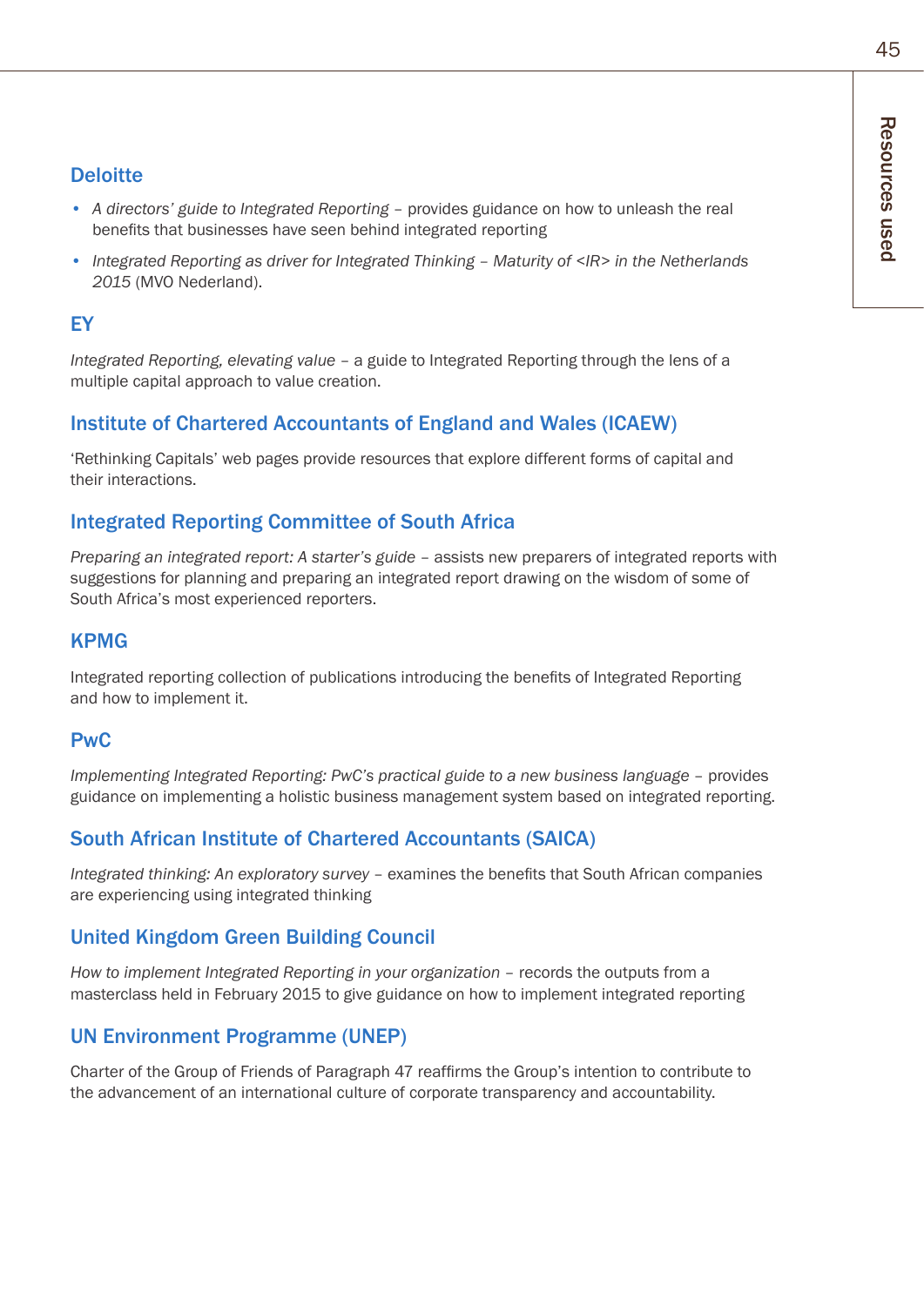### Deloitte

- *A directors' guide to Integrated Reporting* – provides guidance on how to unleash the real benefits that businesses have seen behind integrated reporting
- *Integrated Reporting as driver for Integrated Thinking – Maturity of <IR> in the Netherlands 2015* (MVO Nederland).

### EY

*Integrated Reporting, elevating value* – a guide to Integrated Reporting through the lens of a multiple capital approach to value creation.

### Institute of Chartered Accountants of England and Wales (ICAEW)

'Rethinking Capitals' web pages provide resources that explore different forms of capital and their interactions.

### Integrated Reporting Committee of South Africa

*Preparing an integrated report: A starter's guide* – assists new preparers of integrated reports with suggestions for planning and preparing an integrated report drawing on the wisdom of some of South Africa's most experienced reporters.

### KPMG

Integrated reporting collection of publications introducing the benefits of Integrated Reporting and how to implement it.

### PwC

*Implementing Integrated Reporting: PwC's practical guide to a new business language* – provides guidance on implementing a holistic business management system based on integrated reporting.

### South African Institute of Chartered Accountants (SAICA)

*Integrated thinking: An exploratory survey* – examines the benefits that South African companies are experiencing using integrated thinking

### United Kingdom Green Building Council

*How to implement Integrated Reporting in your organization* – records the outputs from a masterclass held in February 2015 to give guidance on how to implement integrated reporting

### UN Environment Programme (UNEP)

Charter of the Group of Friends of Paragraph 47 reaffirms the Group's intention to contribute to the advancement of an international culture of corporate transparency and accountability.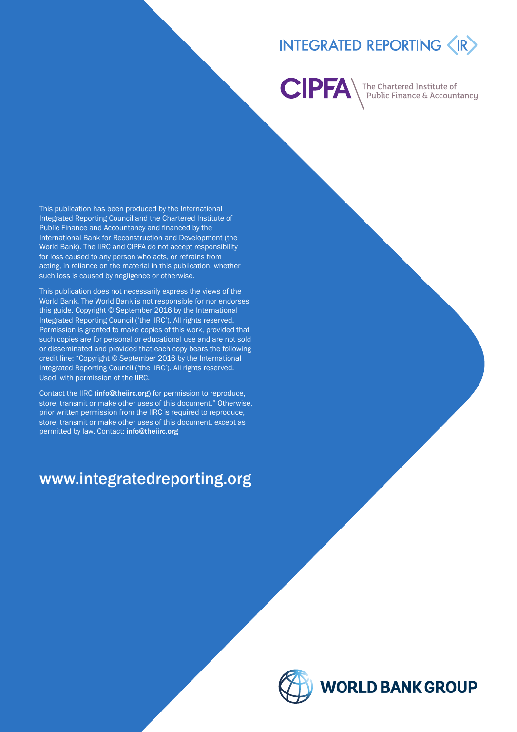INTEGRATED REPORTING <IR>

CIPFA The Chartered Institute of Public Finance & Accountancy

This publication has been produced by the International Integrated Reporting Council and the Chartered Institute of Public Finance and Accountancy and financed by the International Bank for Reconstruction and Development (the World Bank). The IIRC and CIPFA do not accept responsibility for loss caused to any person who acts, or refrains from acting, in reliance on the material in this publication, whether such loss is caused by negligence or otherwise.

This publication does not necessarily express the views of the World Bank. The World Bank is not responsible for nor endorses this guide. Copyright © September 2016 by the International Integrated Reporting Council ('the IIRC'). All rights reserved. Permission is granted to make copies of this work, provided that such copies are for personal or educational use and are not sold or disseminated and provided that each copy bears the following credit line: "Copyright © September 2016 by the International Integrated Reporting Council ('the IIRC'). All rights reserved. Used with permission of the IIRC.

Contact the IIRC (**info@theiirc.org**) for permission to reproduce, store, transmit or make other uses of this document." Otherwise, prior written permission from the IIRC is required to reproduce, store, transmit or make other uses of this document, except as permitted by law. Contact: **info@theiirc.org**

## www.integratedreporting.org

WORLD BANK GROUP